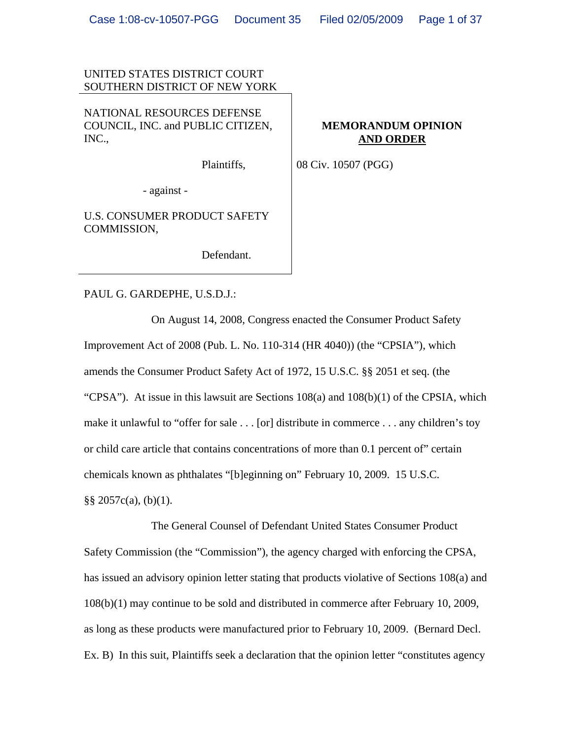UNITED STATES DISTRICT COURT
SOUTHERN DISTRICT OF NEW YORK

| | |
|---|---|
| NATIONAL RESOURCES DEFENSE COUNCIL, INC. and PUBLIC CITIZEN, INC., | **MEMORANDUM OPINION AND ORDER** |
| Plaintiffs, | 08 Civ. 10507 (PGG) |
| - against - | |
| U.S. CONSUMER PRODUCT SAFETY COMMISSION, | |
| Defendant. | |

PAUL G. GARDEPHE, U.S.D.J.:

On August 14, 2008, Congress enacted the Consumer Product Safety Improvement Act of 2008 (Pub. L. No. 110-314 (HR 4040)) (the "CPSIA"), which amends the Consumer Product Safety Act of 1972, 15 U.S.C. §§ 2051 et seq. (the "CPSA"). At issue in this lawsuit are Sections 108(a) and 108(b)(1) of the CPSIA, which make it unlawful to "offer for sale . . . [or] distribute in commerce . . . any children's toy or child care article that contains concentrations of more than 0.1 percent of" certain chemicals known as phthalates "[b]eginning on" February 10, 2009. 15 U.S.C. §§ 2057c(a), (b)(1).

The General Counsel of Defendant United States Consumer Product Safety Commission (the "Commission"), the agency charged with enforcing the CPSA, has issued an advisory opinion letter stating that products violative of Sections 108(a) and 108(b)(1) may continue to be sold and distributed in commerce after February 10, 2009, as long as these products were manufactured prior to February 10, 2009. (Bernard Decl. Ex. B) In this suit, Plaintiffs seek a declaration that the opinion letter "constitutes agency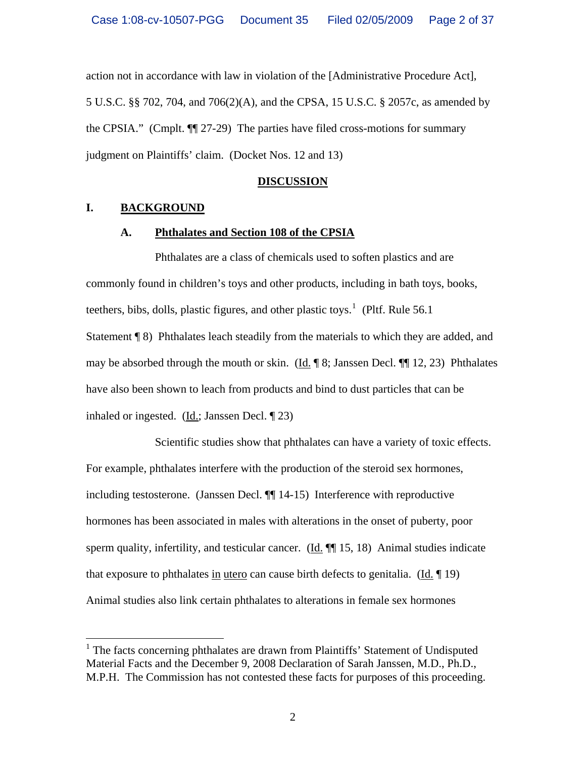action not in accordance with law in violation of the [Administrative Procedure Act], 5 U.S.C. §§ 702, 704, and 706(2)(A), and the CPSA, 15 U.S.C. § 2057c, as amended by the CPSIA." (Cmplt. ¶¶ 27-29) The parties have filed cross-motions for summary judgment on Plaintiffs' claim. (Docket Nos. 12 and 13)

## DISCUSSION

## I. BACKGROUND

### A. Phthalates and Section 108 of the CPSIA

Phthalates are a class of chemicals used to soften plastics and are commonly found in children's toys and other products, including in bath toys, books, teethers, bibs, dolls, plastic figures, and other plastic toys.[1] (Pltf. Rule 56.1 Statement ¶ 8) Phthalates leach steadily from the materials to which they are added, and may be absorbed through the mouth or skin. (Id. ¶ 8; Janssen Decl. ¶¶ 12, 23) Phthalates have also been shown to leach from products and bind to dust particles that can be inhaled or ingested. (Id.; Janssen Decl. ¶ 23)

Scientific studies show that phthalates can have a variety of toxic effects. For example, phthalates interfere with the production of the steroid sex hormones, including testosterone. (Janssen Decl. ¶¶ 14-15) Interference with reproductive hormones has been associated in males with alterations in the onset of puberty, poor sperm quality, infertility, and testicular cancer. (Id. ¶¶ 15, 18) Animal studies indicate that exposure to phthalates in utero can cause birth defects to genitalia. (Id. ¶ 19) Animal studies also link certain phthalates to alterations in female sex hormones

---

[1] The facts concerning phthalates are drawn from Plaintiffs' Statement of Undisputed Material Facts and the December 9, 2008 Declaration of Sarah Janssen, M.D., Ph.D., M.P.H. The Commission has not contested these facts for purposes of this proceeding.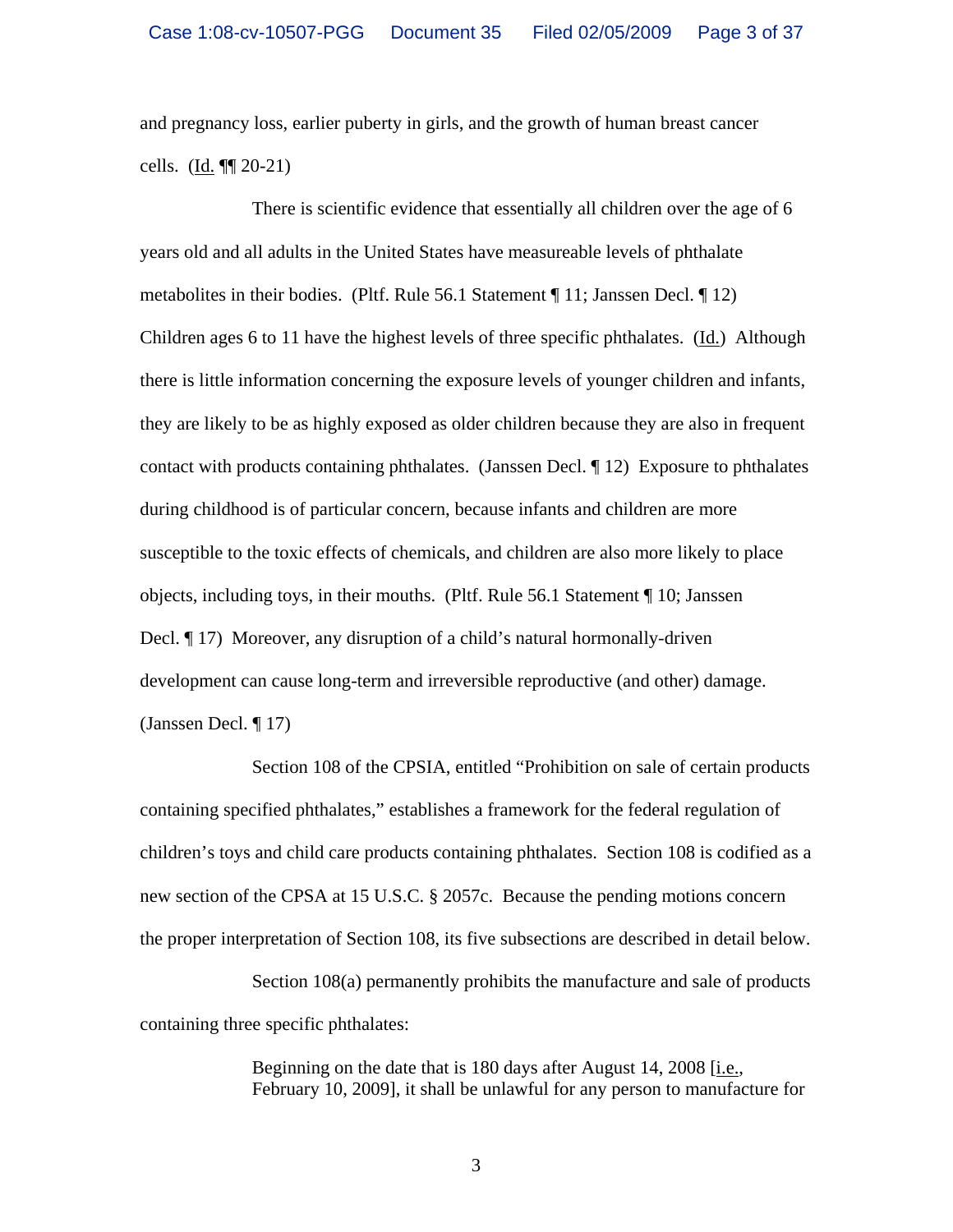and pregnancy loss, earlier puberty in girls, and the growth of human breast cancer cells. (Id. ¶¶ 20-21)

There is scientific evidence that essentially all children over the age of 6 years old and all adults in the United States have measureable levels of phthalate metabolites in their bodies. (Pltf. Rule 56.1 Statement ¶ 11; Janssen Decl. ¶ 12) Children ages 6 to 11 have the highest levels of three specific phthalates. (Id.) Although there is little information concerning the exposure levels of younger children and infants, they are likely to be as highly exposed as older children because they are also in frequent contact with products containing phthalates. (Janssen Decl. ¶ 12) Exposure to phthalates during childhood is of particular concern, because infants and children are more susceptible to the toxic effects of chemicals, and children are also more likely to place objects, including toys, in their mouths. (Pltf. Rule 56.1 Statement ¶ 10; Janssen Decl. ¶ 17) Moreover, any disruption of a child's natural hormonally-driven development can cause long-term and irreversible reproductive (and other) damage. (Janssen Decl. ¶ 17)

Section 108 of the CPSIA, entitled "Prohibition on sale of certain products containing specified phthalates," establishes a framework for the federal regulation of children's toys and child care products containing phthalates. Section 108 is codified as a new section of the CPSA at 15 U.S.C. § 2057c. Because the pending motions concern the proper interpretation of Section 108, its five subsections are described in detail below.

Section 108(a) permanently prohibits the manufacture and sale of products containing three specific phthalates:

> Beginning on the date that is 180 days after August 14, 2008 [i.e., February 10, 2009], it shall be unlawful for any person to manufacture for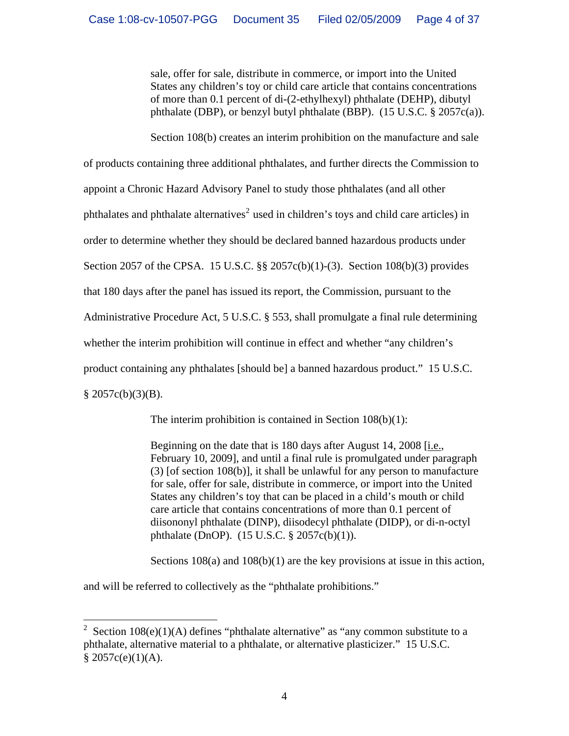> sale, offer for sale, distribute in commerce, or import into the United States any children's toy or child care article that contains concentrations of more than 0.1 percent of di-(2-ethylhexyl) phthalate (DEHP), dibutyl phthalate (DBP), or benzyl butyl phthalate (BBP). (15 U.S.C. § 2057c(a)).

Section 108(b) creates an interim prohibition on the manufacture and sale of products containing three additional phthalates, and further directs the Commission to appoint a Chronic Hazard Advisory Panel to study those phthalates (and all other phthalates and phthalate alternatives[2] used in children's toys and child care articles) in order to determine whether they should be declared banned hazardous products under Section 2057 of the CPSA. 15 U.S.C. §§ 2057c(b)(1)-(3). Section 108(b)(3) provides that 180 days after the panel has issued its report, the Commission, pursuant to the Administrative Procedure Act, 5 U.S.C. § 553, shall promulgate a final rule determining whether the interim prohibition will continue in effect and whether "any children's product containing any phthalates [should be] a banned hazardous product." 15 U.S.C. § 2057c(b)(3)(B).

The interim prohibition is contained in Section 108(b)(1):

> Beginning on the date that is 180 days after August 14, 2008 [i.e., February 10, 2009], and until a final rule is promulgated under paragraph (3) [of section 108(b)], it shall be unlawful for any person to manufacture for sale, offer for sale, distribute in commerce, or import into the United States any children's toy that can be placed in a child's mouth or child care article that contains concentrations of more than 0.1 percent of diisononyl phthalate (DINP), diisodecyl phthalate (DIDP), or di-n-octyl phthalate (DnOP). (15 U.S.C. § 2057c(b)(1)).

Sections 108(a) and 108(b)(1) are the key provisions at issue in this action, and will be referred to collectively as the "phthalate prohibitions."

---

[2] Section 108(e)(1)(A) defines "phthalate alternative" as "any common substitute to a phthalate, alternative material to a phthalate, or alternative plasticizer." 15 U.S.C. § 2057c(e)(1)(A).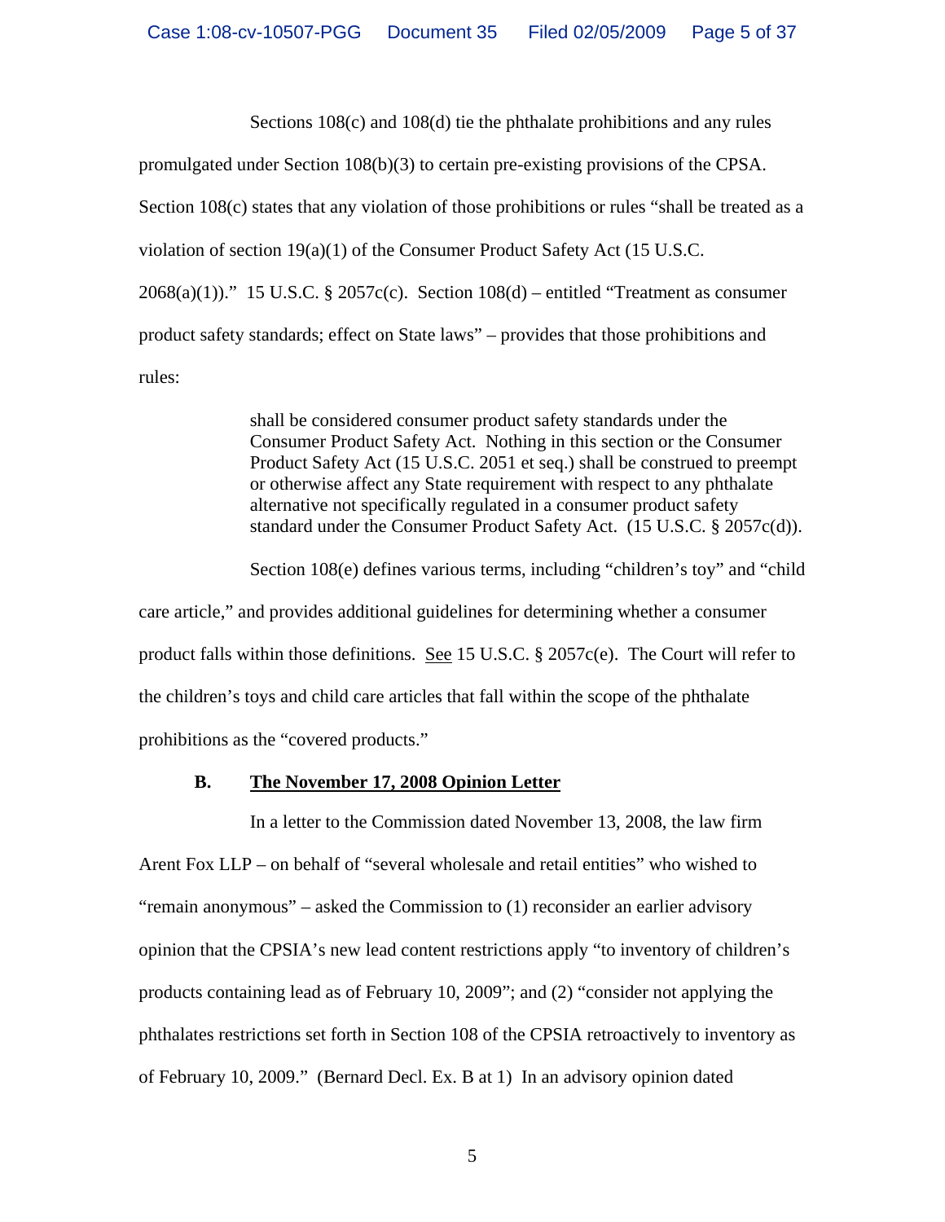Sections 108(c) and 108(d) tie the phthalate prohibitions and any rules promulgated under Section 108(b)(3) to certain pre-existing provisions of the CPSA. Section 108(c) states that any violation of those prohibitions or rules "shall be treated as a violation of section 19(a)(1) of the Consumer Product Safety Act (15 U.S.C. 2068(a)(1))." 15 U.S.C. § 2057c(c). Section 108(d) – entitled "Treatment as consumer product safety standards; effect on State laws" – provides that those prohibitions and rules:

> shall be considered consumer product safety standards under the Consumer Product Safety Act. Nothing in this section or the Consumer Product Safety Act (15 U.S.C. 2051 et seq.) shall be construed to preempt or otherwise affect any State requirement with respect to any phthalate alternative not specifically regulated in a consumer product safety standard under the Consumer Product Safety Act. (15 U.S.C. § 2057c(d)).

Section 108(e) defines various terms, including "children's toy" and "child care article," and provides additional guidelines for determining whether a consumer product falls within those definitions. See 15 U.S.C. § 2057c(e). The Court will refer to the children's toys and child care articles that fall within the scope of the phthalate prohibitions as the "covered products."

### B. The November 17, 2008 Opinion Letter

In a letter to the Commission dated November 13, 2008, the law firm Arent Fox LLP – on behalf of "several wholesale and retail entities" who wished to "remain anonymous" – asked the Commission to (1) reconsider an earlier advisory opinion that the CPSIA's new lead content restrictions apply "to inventory of children's products containing lead as of February 10, 2009"; and (2) "consider not applying the phthalates restrictions set forth in Section 108 of the CPSIA retroactively to inventory as of February 10, 2009." (Bernard Decl. Ex. B at 1) In an advisory opinion dated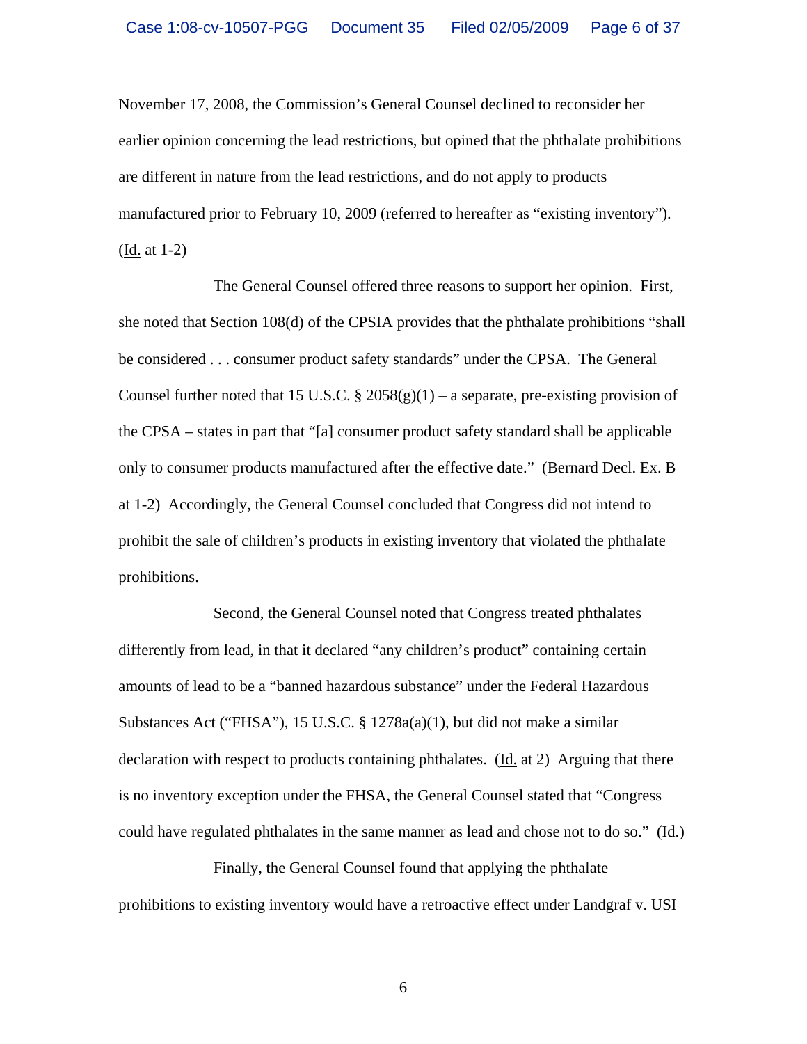November 17, 2008, the Commission's General Counsel declined to reconsider her earlier opinion concerning the lead restrictions, but opined that the phthalate prohibitions are different in nature from the lead restrictions, and do not apply to products manufactured prior to February 10, 2009 (referred to hereafter as "existing inventory"). (Id. at 1-2)

The General Counsel offered three reasons to support her opinion. First, she noted that Section 108(d) of the CPSIA provides that the phthalate prohibitions "shall be considered . . . consumer product safety standards" under the CPSA. The General Counsel further noted that 15 U.S.C. § 2058(g)(1) – a separate, pre-existing provision of the CPSA – states in part that "[a] consumer product safety standard shall be applicable only to consumer products manufactured after the effective date." (Bernard Decl. Ex. B at 1-2) Accordingly, the General Counsel concluded that Congress did not intend to prohibit the sale of children's products in existing inventory that violated the phthalate prohibitions.

Second, the General Counsel noted that Congress treated phthalates differently from lead, in that it declared "any children's product" containing certain amounts of lead to be a "banned hazardous substance" under the Federal Hazardous Substances Act ("FHSA"), 15 U.S.C. § 1278a(a)(1), but did not make a similar declaration with respect to products containing phthalates. (Id. at 2) Arguing that there is no inventory exception under the FHSA, the General Counsel stated that "Congress could have regulated phthalates in the same manner as lead and chose not to do so." (Id.)

Finally, the General Counsel found that applying the phthalate prohibitions to existing inventory would have a retroactive effect under Landgraf v. USI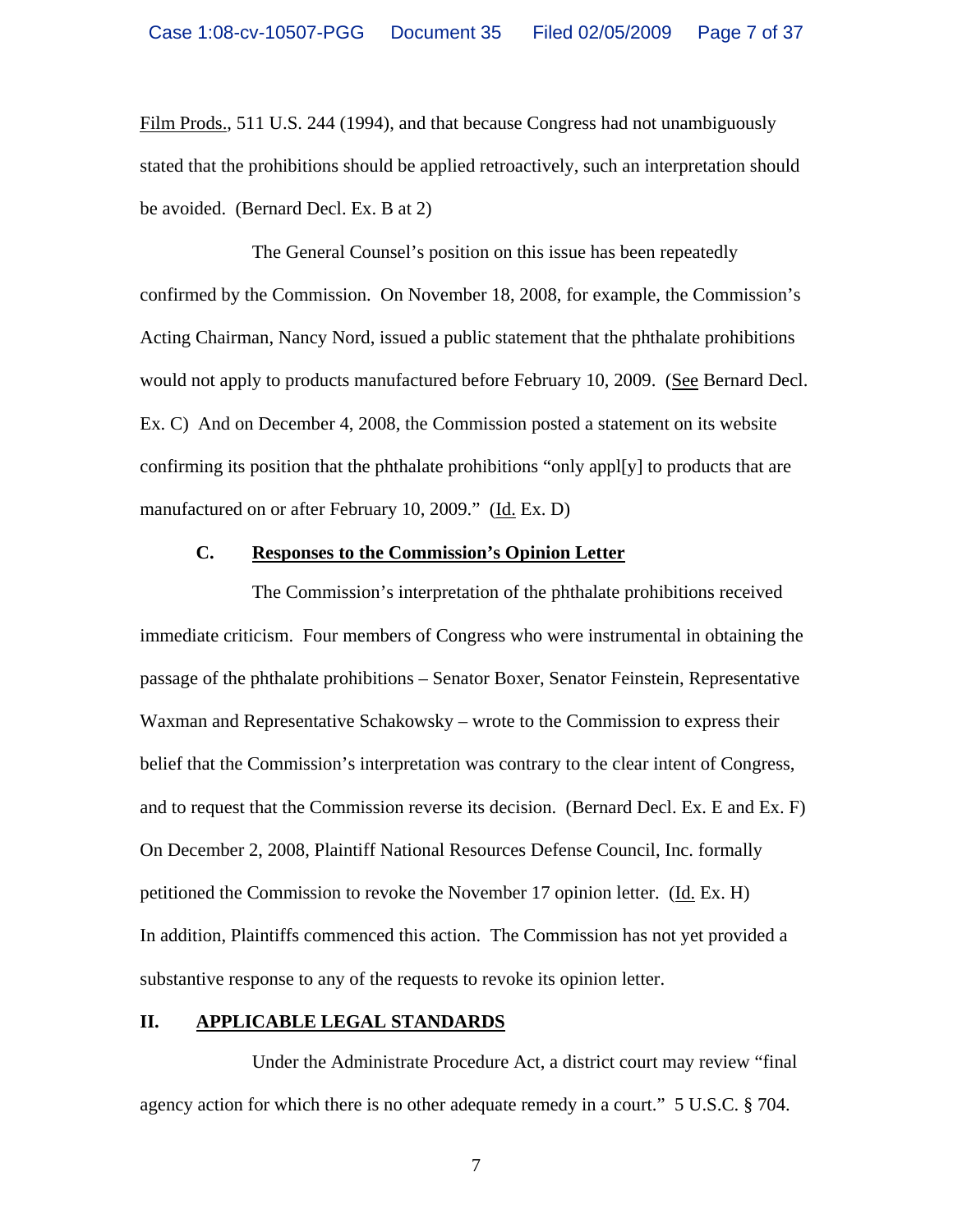Film Prods., 511 U.S. 244 (1994), and that because Congress had not unambiguously stated that the prohibitions should be applied retroactively, such an interpretation should be avoided. (Bernard Decl. Ex. B at 2)

The General Counsel's position on this issue has been repeatedly confirmed by the Commission. On November 18, 2008, for example, the Commission's Acting Chairman, Nancy Nord, issued a public statement that the phthalate prohibitions would not apply to products manufactured before February 10, 2009. (See Bernard Decl. Ex. C) And on December 4, 2008, the Commission posted a statement on its website confirming its position that the phthalate prohibitions "only appl[y] to products that are manufactured on or after February 10, 2009." (Id. Ex. D)

### C. Responses to the Commission's Opinion Letter

The Commission's interpretation of the phthalate prohibitions received immediate criticism. Four members of Congress who were instrumental in obtaining the passage of the phthalate prohibitions – Senator Boxer, Senator Feinstein, Representative Waxman and Representative Schakowsky – wrote to the Commission to express their belief that the Commission's interpretation was contrary to the clear intent of Congress, and to request that the Commission reverse its decision. (Bernard Decl. Ex. E and Ex. F) On December 2, 2008, Plaintiff National Resources Defense Council, Inc. formally petitioned the Commission to revoke the November 17 opinion letter. (Id. Ex. H) In addition, Plaintiffs commenced this action. The Commission has not yet provided a substantive response to any of the requests to revoke its opinion letter.

## II. APPLICABLE LEGAL STANDARDS

Under the Administrate Procedure Act, a district court may review "final agency action for which there is no other adequate remedy in a court." 5 U.S.C. § 704.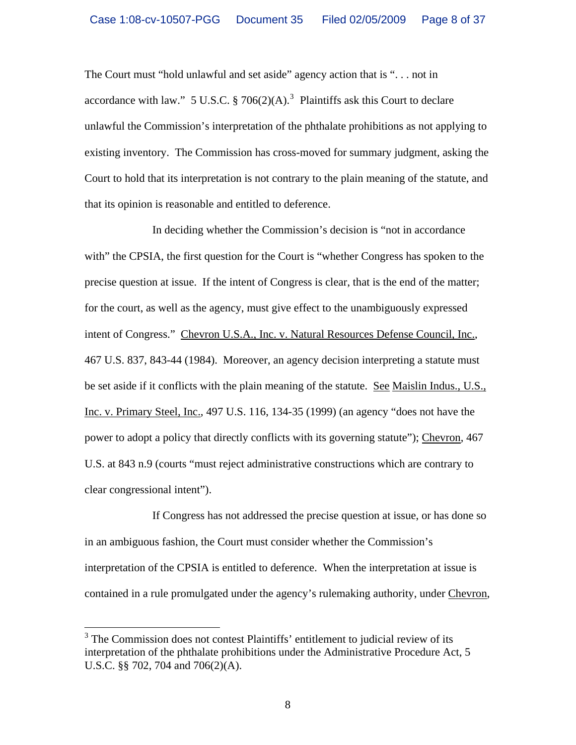The Court must "hold unlawful and set aside" agency action that is ". . . not in accordance with law." 5 U.S.C. § 706(2)(A).[3] Plaintiffs ask this Court to declare unlawful the Commission's interpretation of the phthalate prohibitions as not applying to existing inventory. The Commission has cross-moved for summary judgment, asking the Court to hold that its interpretation is not contrary to the plain meaning of the statute, and that its opinion is reasonable and entitled to deference.

In deciding whether the Commission's decision is "not in accordance with" the CPSIA, the first question for the Court is "whether Congress has spoken to the precise question at issue. If the intent of Congress is clear, that is the end of the matter; for the court, as well as the agency, must give effect to the unambiguously expressed intent of Congress." Chevron U.S.A., Inc. v. Natural Resources Defense Council, Inc., 467 U.S. 837, 843-44 (1984). Moreover, an agency decision interpreting a statute must be set aside if it conflicts with the plain meaning of the statute. See Maislin Indus., U.S., Inc. v. Primary Steel, Inc., 497 U.S. 116, 134-35 (1999) (an agency "does not have the power to adopt a policy that directly conflicts with its governing statute"); Chevron, 467 U.S. at 843 n.9 (courts "must reject administrative constructions which are contrary to clear congressional intent").

If Congress has not addressed the precise question at issue, or has done so in an ambiguous fashion, the Court must consider whether the Commission's interpretation of the CPSIA is entitled to deference. When the interpretation at issue is contained in a rule promulgated under the agency's rulemaking authority, under Chevron,

[3] The Commission does not contest Plaintiffs' entitlement to judicial review of its interpretation of the phthalate prohibitions under the Administrative Procedure Act, 5 U.S.C. §§ 702, 704 and 706(2)(A).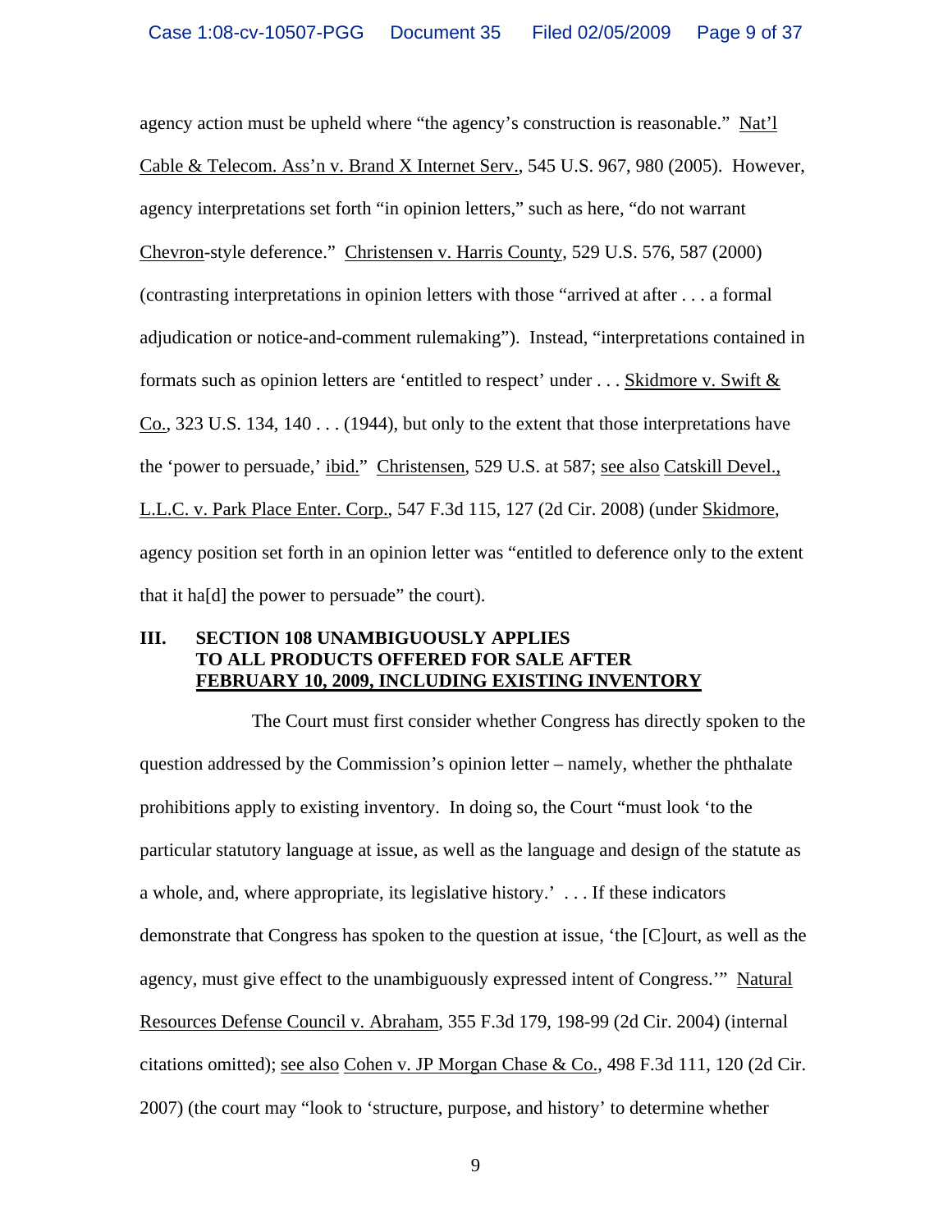agency action must be upheld where "the agency's construction is reasonable." Nat'l Cable & Telecom. Ass'n v. Brand X Internet Serv., 545 U.S. 967, 980 (2005). However, agency interpretations set forth "in opinion letters," such as here, "do not warrant Chevron-style deference." Christensen v. Harris County, 529 U.S. 576, 587 (2000) (contrasting interpretations in opinion letters with those "arrived at after . . . a formal adjudication or notice-and-comment rulemaking"). Instead, "interpretations contained in formats such as opinion letters are 'entitled to respect' under . . . Skidmore v. Swift & Co., 323 U.S. 134, 140 . . . (1944), but only to the extent that those interpretations have the 'power to persuade,' ibid." Christensen, 529 U.S. at 587; see also Catskill Devel., L.L.C. v. Park Place Enter. Corp., 547 F.3d 115, 127 (2d Cir. 2008) (under Skidmore, agency position set forth in an opinion letter was "entitled to deference only to the extent that it ha[d] the power to persuade" the court).

## III. SECTION 108 UNAMBIGUOUSLY APPLIES TO ALL PRODUCTS OFFERED FOR SALE AFTER FEBRUARY 10, 2009, INCLUDING EXISTING INVENTORY

The Court must first consider whether Congress has directly spoken to the question addressed by the Commission's opinion letter – namely, whether the phthalate prohibitions apply to existing inventory. In doing so, the Court "must look 'to the particular statutory language at issue, as well as the language and design of the statute as a whole, and, where appropriate, its legislative history.' . . . If these indicators demonstrate that Congress has spoken to the question at issue, 'the [C]ourt, as well as the agency, must give effect to the unambiguously expressed intent of Congress.'" Natural Resources Defense Council v. Abraham, 355 F.3d 179, 198-99 (2d Cir. 2004) (internal citations omitted); see also Cohen v. JP Morgan Chase & Co., 498 F.3d 111, 120 (2d Cir. 2007) (the court may "look to 'structure, purpose, and history' to determine whether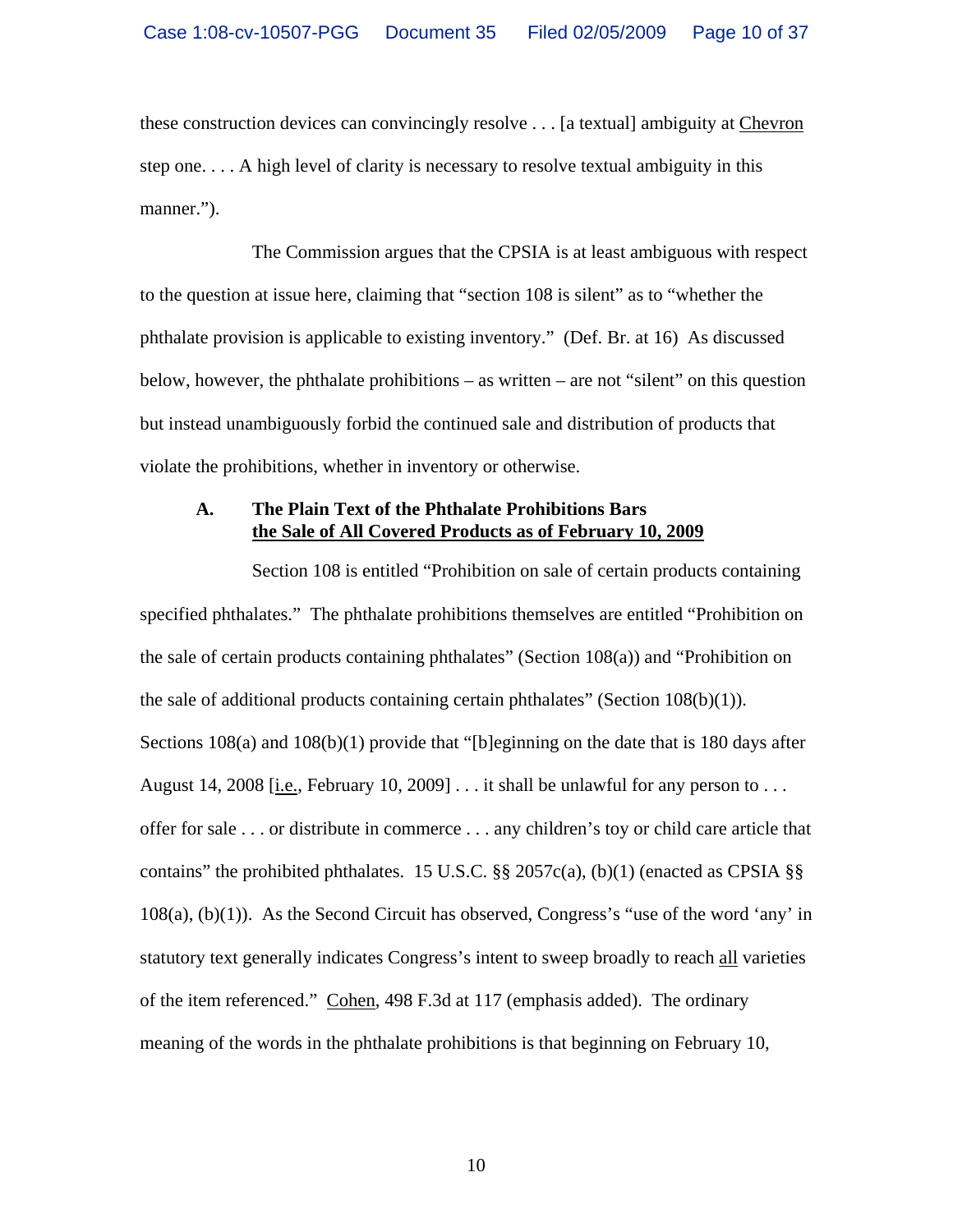these construction devices can convincingly resolve . . . [a textual] ambiguity at Chevron step one. . . . A high level of clarity is necessary to resolve textual ambiguity in this manner.").

The Commission argues that the CPSIA is at least ambiguous with respect to the question at issue here, claiming that "section 108 is silent" as to "whether the phthalate provision is applicable to existing inventory." (Def. Br. at 16) As discussed below, however, the phthalate prohibitions – as written – are not "silent" on this question but instead unambiguously forbid the continued sale and distribution of products that violate the prohibitions, whether in inventory or otherwise.

### A. The Plain Text of the Phthalate Prohibitions Bars the Sale of All Covered Products as of February 10, 2009

Section 108 is entitled "Prohibition on sale of certain products containing specified phthalates." The phthalate prohibitions themselves are entitled "Prohibition on the sale of certain products containing phthalates" (Section 108(a)) and "Prohibition on the sale of additional products containing certain phthalates" (Section 108(b)(1)). Sections 108(a) and 108(b)(1) provide that "[b]eginning on the date that is 180 days after August 14, 2008 [i.e., February 10, 2009] . . . it shall be unlawful for any person to . . . offer for sale . . . or distribute in commerce . . . any children's toy or child care article that contains" the prohibited phthalates. 15 U.S.C. §§ 2057c(a), (b)(1) (enacted as CPSIA §§ 108(a), (b)(1)). As the Second Circuit has observed, Congress's "use of the word 'any' in statutory text generally indicates Congress's intent to sweep broadly to reach all varieties of the item referenced." Cohen, 498 F.3d at 117 (emphasis added). The ordinary meaning of the words in the phthalate prohibitions is that beginning on February 10,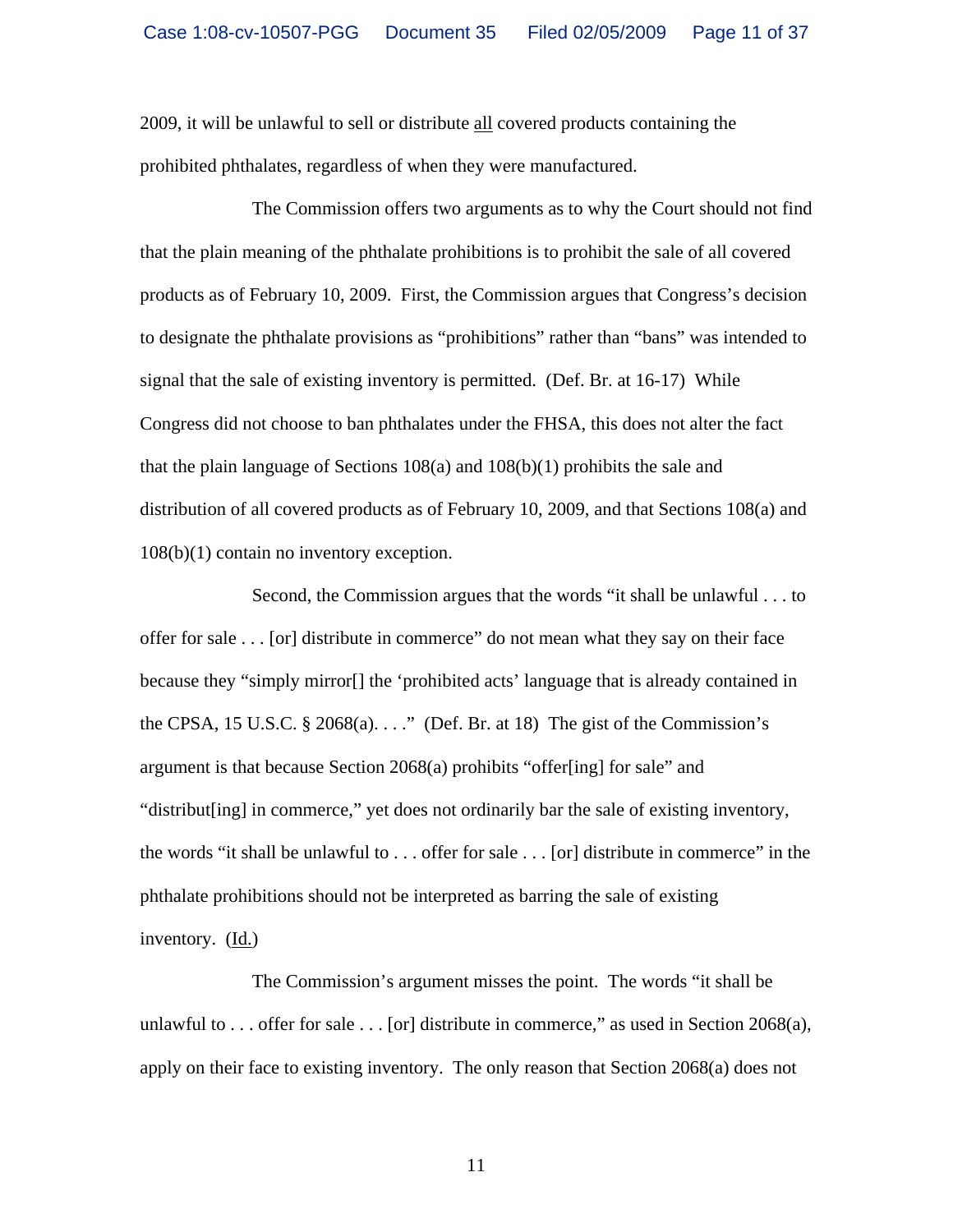2009, it will be unlawful to sell or distribute all covered products containing the prohibited phthalates, regardless of when they were manufactured.

The Commission offers two arguments as to why the Court should not find that the plain meaning of the phthalate prohibitions is to prohibit the sale of all covered products as of February 10, 2009. First, the Commission argues that Congress's decision to designate the phthalate provisions as "prohibitions" rather than "bans" was intended to signal that the sale of existing inventory is permitted. (Def. Br. at 16-17) While Congress did not choose to ban phthalates under the FHSA, this does not alter the fact that the plain language of Sections 108(a) and 108(b)(1) prohibits the sale and distribution of all covered products as of February 10, 2009, and that Sections 108(a) and 108(b)(1) contain no inventory exception.

Second, the Commission argues that the words "it shall be unlawful . . . to offer for sale . . . [or] distribute in commerce" do not mean what they say on their face because they "simply mirror[] the 'prohibited acts' language that is already contained in the CPSA, 15 U.S.C. § 2068(a). . . ." (Def. Br. at 18) The gist of the Commission's argument is that because Section 2068(a) prohibits "offer[ing] for sale" and "distribut[ing] in commerce," yet does not ordinarily bar the sale of existing inventory, the words "it shall be unlawful to . . . offer for sale . . . [or] distribute in commerce" in the phthalate prohibitions should not be interpreted as barring the sale of existing inventory. (Id.)

The Commission's argument misses the point. The words "it shall be unlawful to . . . offer for sale . . . [or] distribute in commerce," as used in Section 2068(a), apply on their face to existing inventory. The only reason that Section 2068(a) does not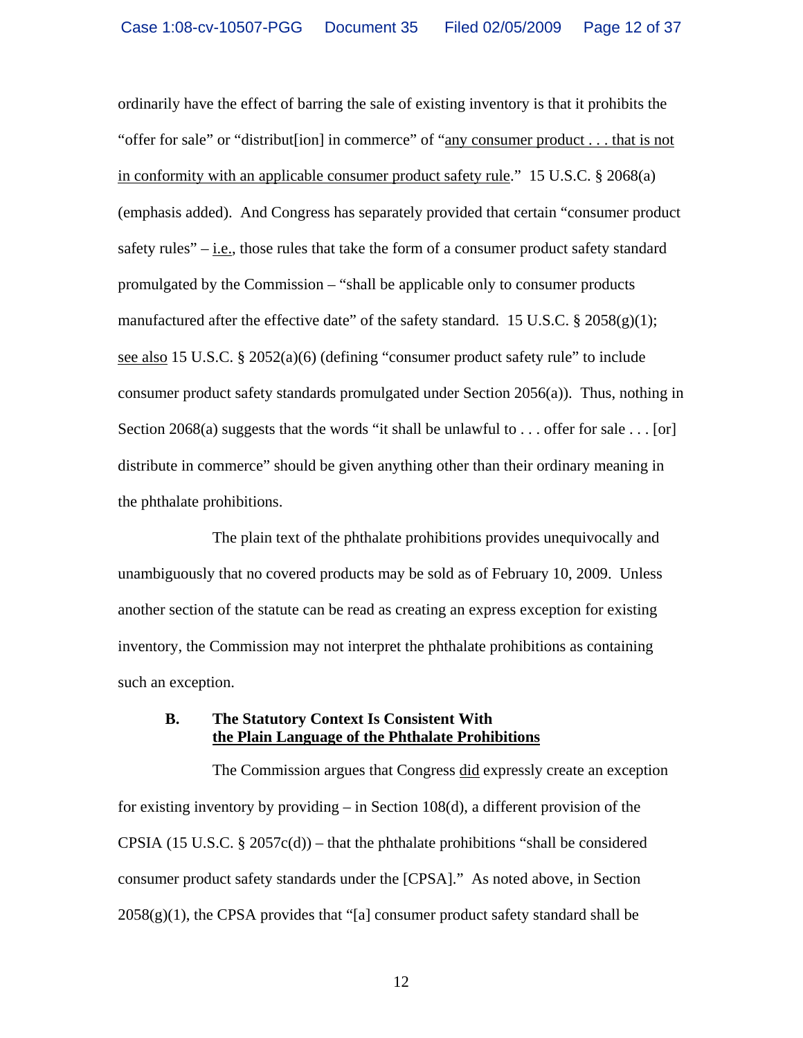ordinarily have the effect of barring the sale of existing inventory is that it prohibits the "offer for sale" or "distribut[ion] in commerce" of "<u>any consumer product . . . that is not in conformity with an applicable consumer product safety rule</u>." 15 U.S.C. § 2068(a) (emphasis added). And Congress has separately provided that certain "consumer product safety rules" – <u>i.e.</u>, those rules that take the form of a consumer product safety standard promulgated by the Commission – "shall be applicable only to consumer products manufactured after the effective date" of the safety standard. 15 U.S.C. § 2058(g)(1); <u>see also</u> 15 U.S.C. § 2052(a)(6) (defining "consumer product safety rule" to include consumer product safety standards promulgated under Section 2056(a)). Thus, nothing in Section 2068(a) suggests that the words "it shall be unlawful to . . . offer for sale . . . [or] distribute in commerce" should be given anything other than their ordinary meaning in the phthalate prohibitions.

The plain text of the phthalate prohibitions provides unequivocally and unambiguously that no covered products may be sold as of February 10, 2009. Unless another section of the statute can be read as creating an express exception for existing inventory, the Commission may not interpret the phthalate prohibitions as containing such an exception.

### B. The Statutory Context Is Consistent With <u>the Plain Language of the Phthalate Prohibitions</u>

The Commission argues that Congress <u>did</u> expressly create an exception for existing inventory by providing – in Section 108(d), a different provision of the CPSIA (15 U.S.C. § 2057c(d)) – that the phthalate prohibitions "shall be considered consumer product safety standards under the [CPSA]." As noted above, in Section 2058(g)(1), the CPSA provides that "[a] consumer product safety standard shall be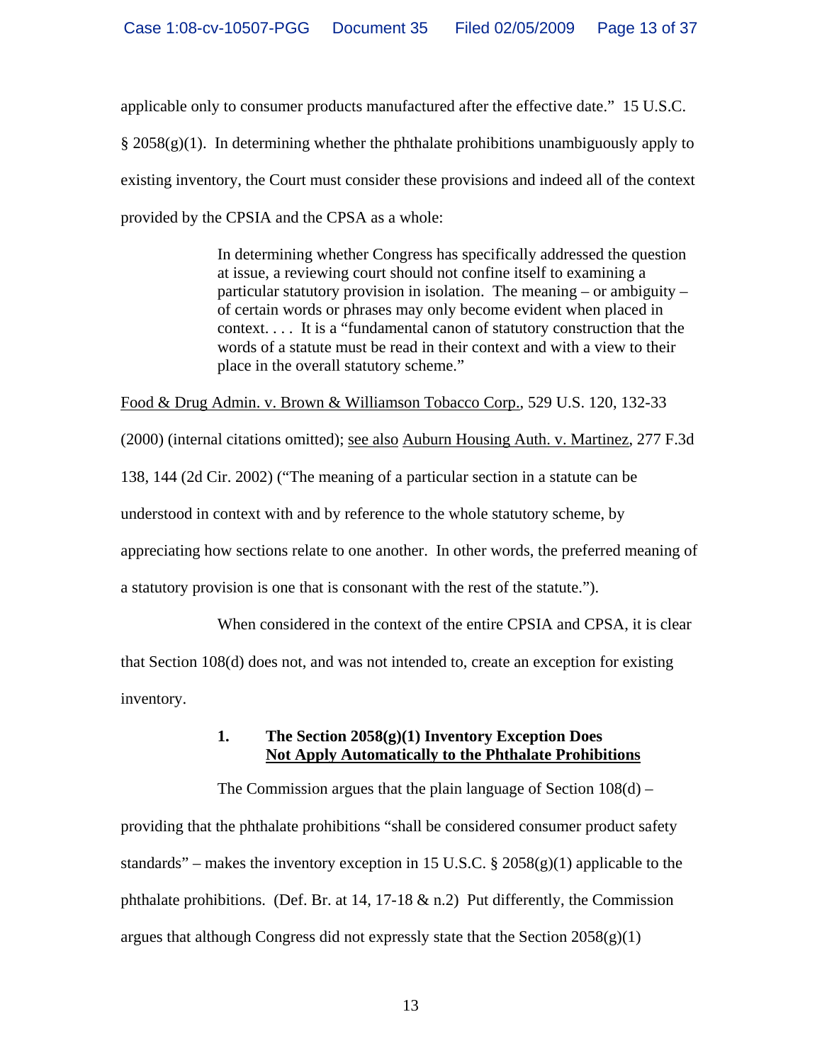applicable only to consumer products manufactured after the effective date." 15 U.S.C. § 2058(g)(1). In determining whether the phthalate prohibitions unambiguously apply to existing inventory, the Court must consider these provisions and indeed all of the context provided by the CPSIA and the CPSA as a whole:

> In determining whether Congress has specifically addressed the question at issue, a reviewing court should not confine itself to examining a particular statutory provision in isolation. The meaning – or ambiguity – of certain words or phrases may only become evident when placed in context. . . . It is a "fundamental canon of statutory construction that the words of a statute must be read in their context and with a view to their place in the overall statutory scheme."

Food & Drug Admin. v. Brown & Williamson Tobacco Corp., 529 U.S. 120, 132-33 (2000) (internal citations omitted); see also Auburn Housing Auth. v. Martinez, 277 F.3d 138, 144 (2d Cir. 2002) ("The meaning of a particular section in a statute can be understood in context with and by reference to the whole statutory scheme, by appreciating how sections relate to one another. In other words, the preferred meaning of a statutory provision is one that is consonant with the rest of the statute.").

When considered in the context of the entire CPSIA and CPSA, it is clear that Section 108(d) does not, and was not intended to, create an exception for existing inventory.

#### 1. The Section 2058(g)(1) Inventory Exception Does Not Apply Automatically to the Phthalate Prohibitions

The Commission argues that the plain language of Section 108(d) – providing that the phthalate prohibitions "shall be considered consumer product safety standards" – makes the inventory exception in 15 U.S.C. § 2058(g)(1) applicable to the phthalate prohibitions. (Def. Br. at 14, 17-18 & n.2) Put differently, the Commission argues that although Congress did not expressly state that the Section 2058(g)(1)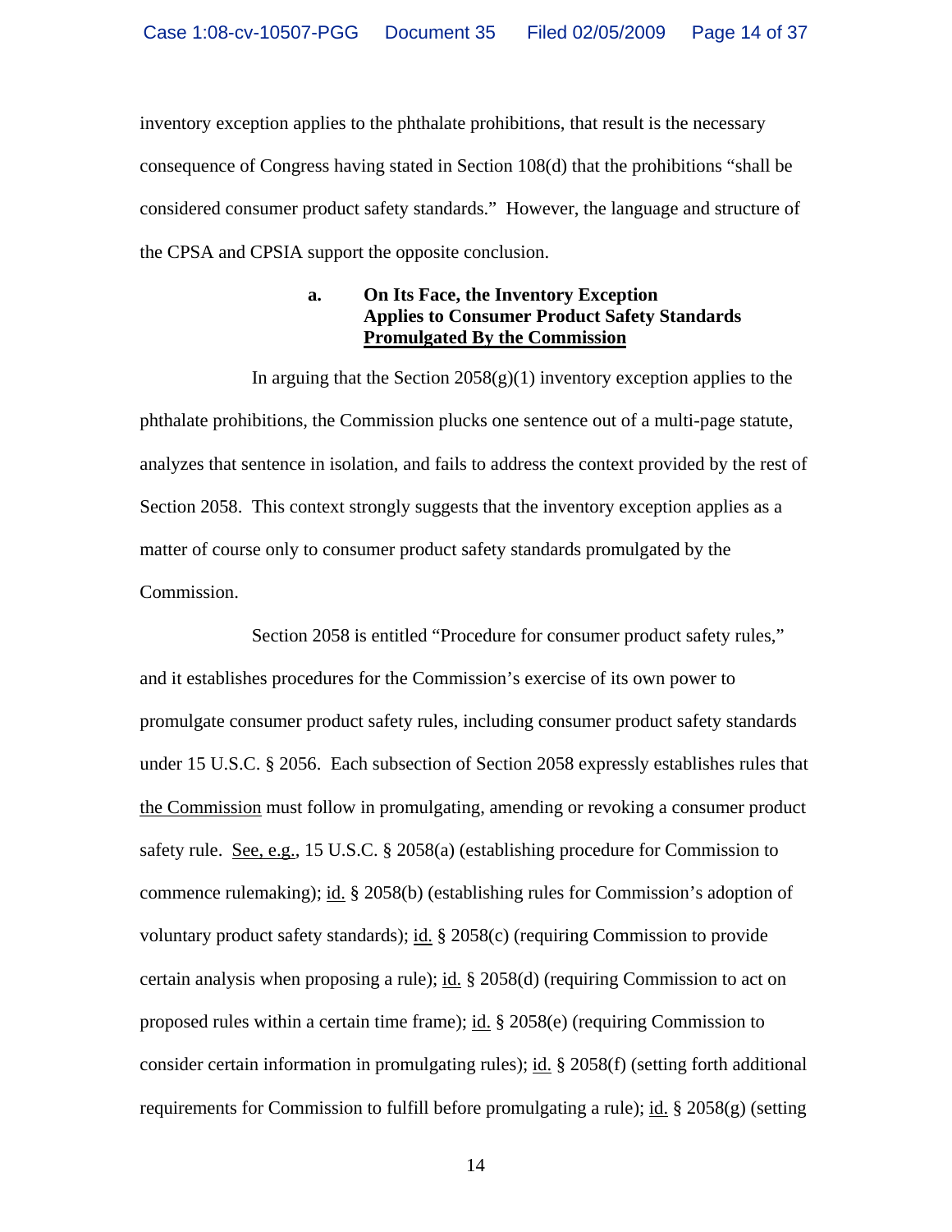inventory exception applies to the phthalate prohibitions, that result is the necessary consequence of Congress having stated in Section 108(d) that the prohibitions "shall be considered consumer product safety standards." However, the language and structure of the CPSA and CPSIA support the opposite conclusion.

### a. On Its Face, the Inventory Exception Applies to Consumer Product Safety Standards Promulgated By the Commission

In arguing that the Section 2058(g)(1) inventory exception applies to the phthalate prohibitions, the Commission plucks one sentence out of a multi-page statute, analyzes that sentence in isolation, and fails to address the context provided by the rest of Section 2058. This context strongly suggests that the inventory exception applies as a matter of course only to consumer product safety standards promulgated by the Commission.

Section 2058 is entitled "Procedure for consumer product safety rules," and it establishes procedures for the Commission's exercise of its own power to promulgate consumer product safety rules, including consumer product safety standards under 15 U.S.C. § 2056. Each subsection of Section 2058 expressly establishes rules that the Commission must follow in promulgating, amending or revoking a consumer product safety rule. See, e.g., 15 U.S.C. § 2058(a) (establishing procedure for Commission to commence rulemaking); id. § 2058(b) (establishing rules for Commission's adoption of voluntary product safety standards); id. § 2058(c) (requiring Commission to provide certain analysis when proposing a rule); id. § 2058(d) (requiring Commission to act on proposed rules within a certain time frame); id. § 2058(e) (requiring Commission to consider certain information in promulgating rules); id. § 2058(f) (setting forth additional requirements for Commission to fulfill before promulgating a rule); id. § 2058(g) (setting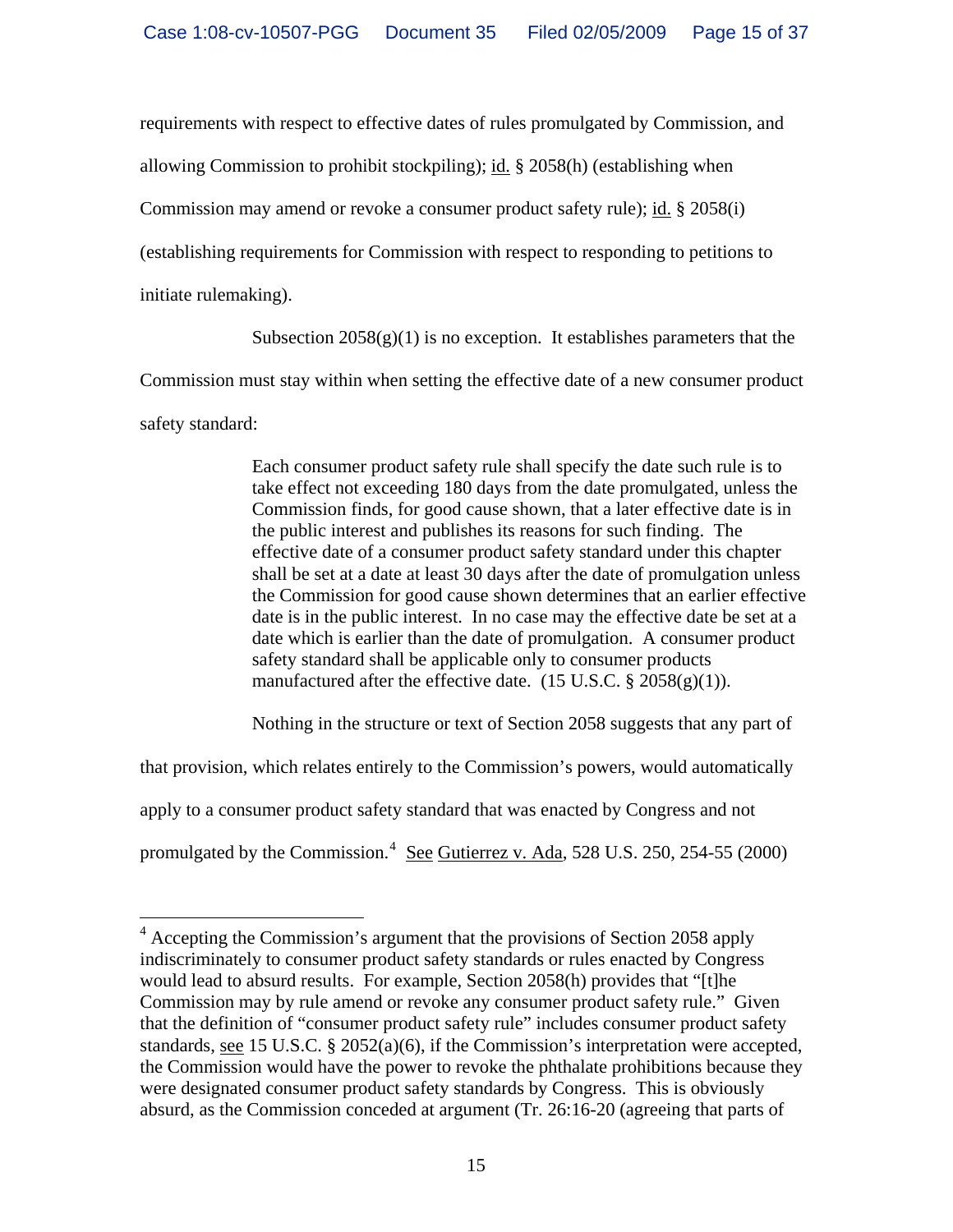requirements with respect to effective dates of rules promulgated by Commission, and allowing Commission to prohibit stockpiling); id. § 2058(h) (establishing when Commission may amend or revoke a consumer product safety rule); id. § 2058(i) (establishing requirements for Commission with respect to responding to petitions to initiate rulemaking).

Subsection 2058(g)(1) is no exception. It establishes parameters that the Commission must stay within when setting the effective date of a new consumer product safety standard:

> Each consumer product safety rule shall specify the date such rule is to take effect not exceeding 180 days from the date promulgated, unless the Commission finds, for good cause shown, that a later effective date is in the public interest and publishes its reasons for such finding. The effective date of a consumer product safety standard under this chapter shall be set at a date at least 30 days after the date of promulgation unless the Commission for good cause shown determines that an earlier effective date is in the public interest. In no case may the effective date be set at a date which is earlier than the date of promulgation. A consumer product safety standard shall be applicable only to consumer products manufactured after the effective date. (15 U.S.C. § 2058(g)(1)).

Nothing in the structure or text of Section 2058 suggests that any part of that provision, which relates entirely to the Commission's powers, would automatically apply to a consumer product safety standard that was enacted by Congress and not promulgated by the Commission.[4] See Gutierrez v. Ada, 528 U.S. 250, 254-55 (2000)

---

[4] Accepting the Commission's argument that the provisions of Section 2058 apply indiscriminately to consumer product safety standards or rules enacted by Congress would lead to absurd results. For example, Section 2058(h) provides that "[t]he Commission may by rule amend or revoke any consumer product safety rule." Given that the definition of "consumer product safety rule" includes consumer product safety standards, see 15 U.S.C. § 2052(a)(6), if the Commission's interpretation were accepted, the Commission would have the power to revoke the phthalate prohibitions because they were designated consumer product safety standards by Congress. This is obviously absurd, as the Commission conceded at argument (Tr. 26:16-20 (agreeing that parts of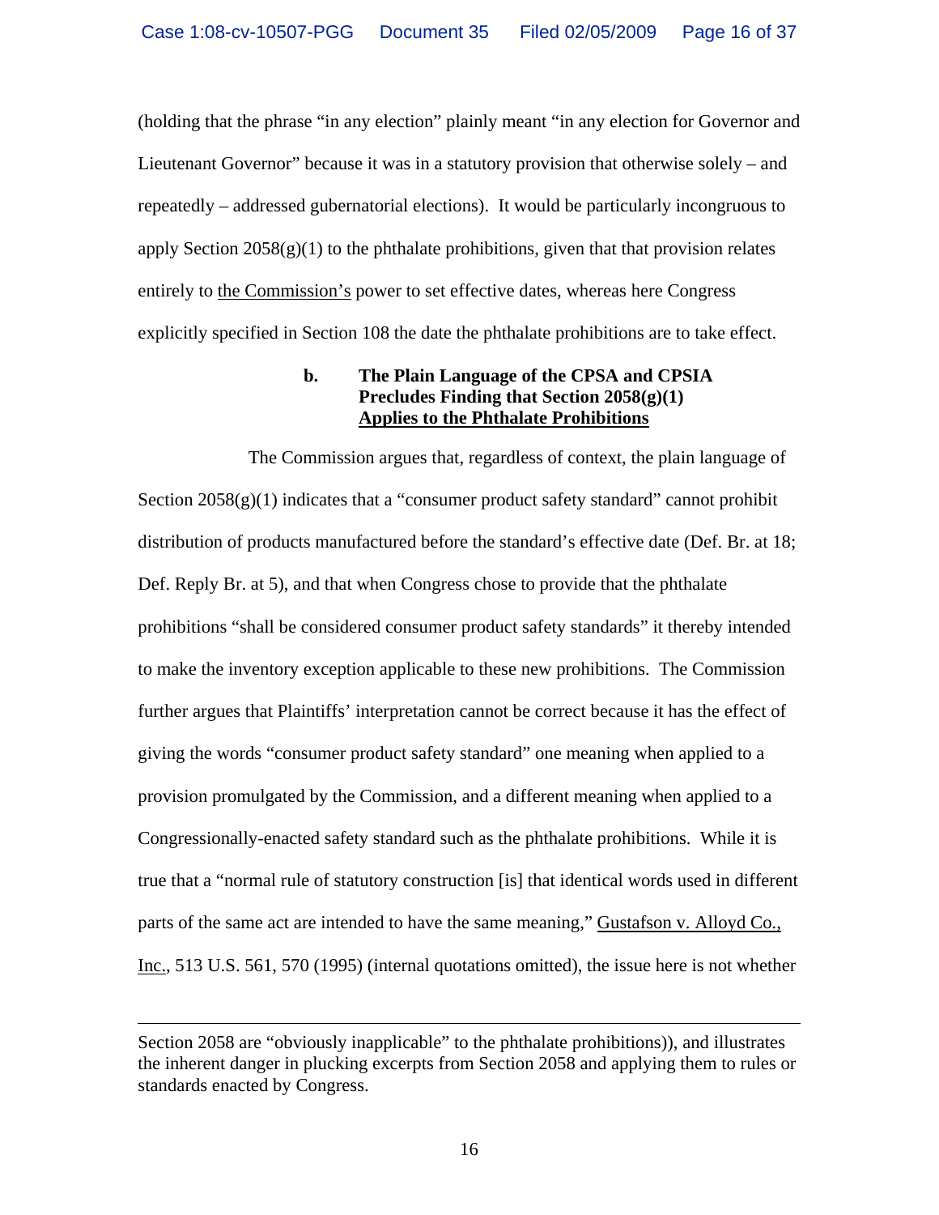(holding that the phrase "in any election" plainly meant "in any election for Governor and Lieutenant Governor" because it was in a statutory provision that otherwise solely – and repeatedly – addressed gubernatorial elections). It would be particularly incongruous to apply Section 2058(g)(1) to the phthalate prohibitions, given that that provision relates entirely to the Commission's power to set effective dates, whereas here Congress explicitly specified in Section 108 the date the phthalate prohibitions are to take effect.

**b. The Plain Language of the CPSA and CPSIA Precludes Finding that Section 2058(g)(1) Applies to the Phthalate Prohibitions**

The Commission argues that, regardless of context, the plain language of Section 2058(g)(1) indicates that a "consumer product safety standard" cannot prohibit distribution of products manufactured before the standard's effective date (Def. Br. at 18; Def. Reply Br. at 5), and that when Congress chose to provide that the phthalate prohibitions "shall be considered consumer product safety standards" it thereby intended to make the inventory exception applicable to these new prohibitions. The Commission further argues that Plaintiffs' interpretation cannot be correct because it has the effect of giving the words "consumer product safety standard" one meaning when applied to a provision promulgated by the Commission, and a different meaning when applied to a Congressionally-enacted safety standard such as the phthalate prohibitions. While it is true that a "normal rule of statutory construction [is] that identical words used in different parts of the same act are intended to have the same meaning," Gustafson v. Alloyd Co., Inc., 513 U.S. 561, 570 (1995) (internal quotations omitted), the issue here is not whether

---

Section 2058 are "obviously inapplicable" to the phthalate prohibitions)), and illustrates the inherent danger in plucking excerpts from Section 2058 and applying them to rules or standards enacted by Congress.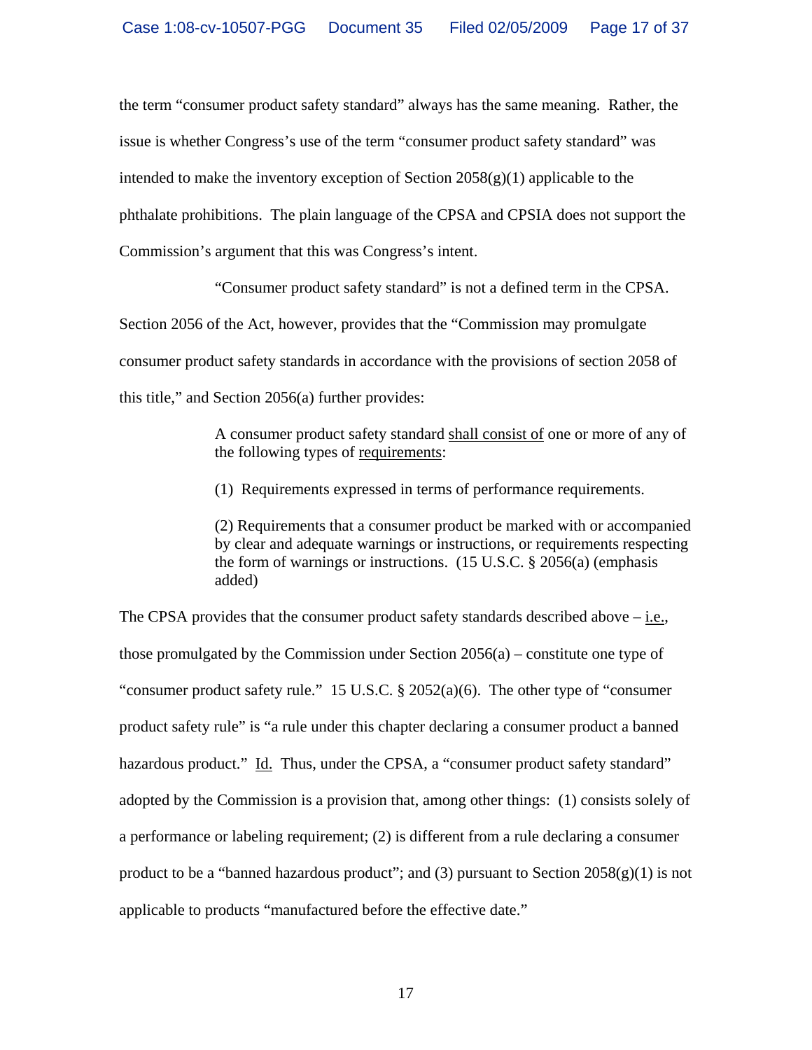the term "consumer product safety standard" always has the same meaning. Rather, the issue is whether Congress's use of the term "consumer product safety standard" was intended to make the inventory exception of Section 2058(g)(1) applicable to the phthalate prohibitions. The plain language of the CPSA and CPSIA does not support the Commission's argument that this was Congress's intent.

"Consumer product safety standard" is not a defined term in the CPSA. Section 2056 of the Act, however, provides that the "Commission may promulgate consumer product safety standards in accordance with the provisions of section 2058 of this title," and Section 2056(a) further provides:

> A consumer product safety standard shall consist of one or more of any of the following types of requirements:
>
> (1) Requirements expressed in terms of performance requirements.
>
> (2) Requirements that a consumer product be marked with or accompanied by clear and adequate warnings or instructions, or requirements respecting the form of warnings or instructions. (15 U.S.C. § 2056(a) (emphasis added)

The CPSA provides that the consumer product safety standards described above – i.e., those promulgated by the Commission under Section 2056(a) – constitute one type of "consumer product safety rule." 15 U.S.C. § 2052(a)(6). The other type of "consumer product safety rule" is "a rule under this chapter declaring a consumer product a banned hazardous product." Id. Thus, under the CPSA, a "consumer product safety standard" adopted by the Commission is a provision that, among other things: (1) consists solely of a performance or labeling requirement; (2) is different from a rule declaring a consumer product to be a "banned hazardous product"; and (3) pursuant to Section 2058(g)(1) is not applicable to products "manufactured before the effective date."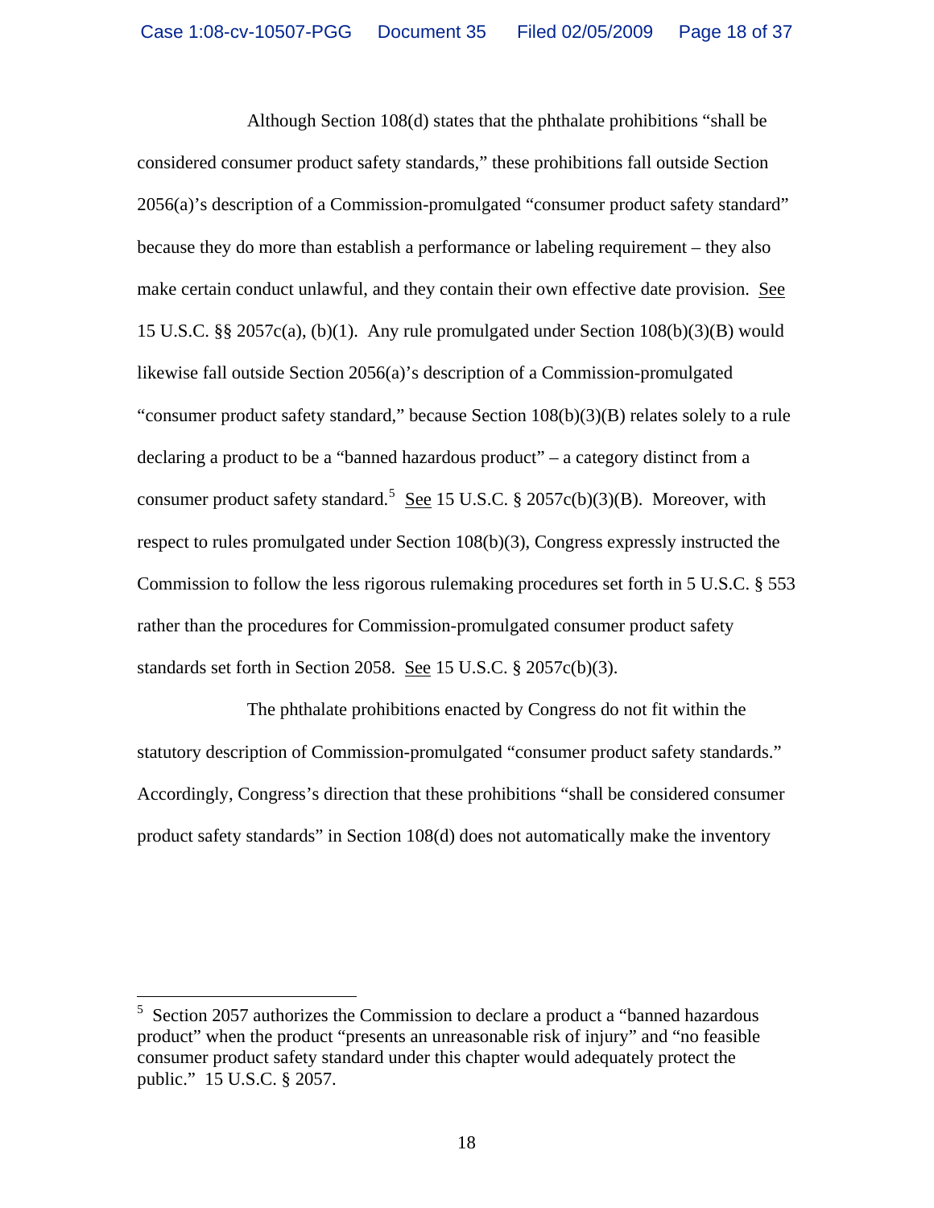Although Section 108(d) states that the phthalate prohibitions "shall be considered consumer product safety standards," these prohibitions fall outside Section 2056(a)'s description of a Commission-promulgated "consumer product safety standard" because they do more than establish a performance or labeling requirement – they also make certain conduct unlawful, and they contain their own effective date provision. See 15 U.S.C. §§ 2057c(a), (b)(1). Any rule promulgated under Section 108(b)(3)(B) would likewise fall outside Section 2056(a)'s description of a Commission-promulgated "consumer product safety standard," because Section 108(b)(3)(B) relates solely to a rule declaring a product to be a "banned hazardous product" – a category distinct from a consumer product safety standard.[5] See 15 U.S.C. § 2057c(b)(3)(B). Moreover, with respect to rules promulgated under Section 108(b)(3), Congress expressly instructed the Commission to follow the less rigorous rulemaking procedures set forth in 5 U.S.C. § 553 rather than the procedures for Commission-promulgated consumer product safety standards set forth in Section 2058. See 15 U.S.C. § 2057c(b)(3).

The phthalate prohibitions enacted by Congress do not fit within the statutory description of Commission-promulgated "consumer product safety standards." Accordingly, Congress's direction that these prohibitions "shall be considered consumer product safety standards" in Section 108(d) does not automatically make the inventory

[5] Section 2057 authorizes the Commission to declare a product a "banned hazardous product" when the product "presents an unreasonable risk of injury" and "no feasible consumer product safety standard under this chapter would adequately protect the public." 15 U.S.C. § 2057.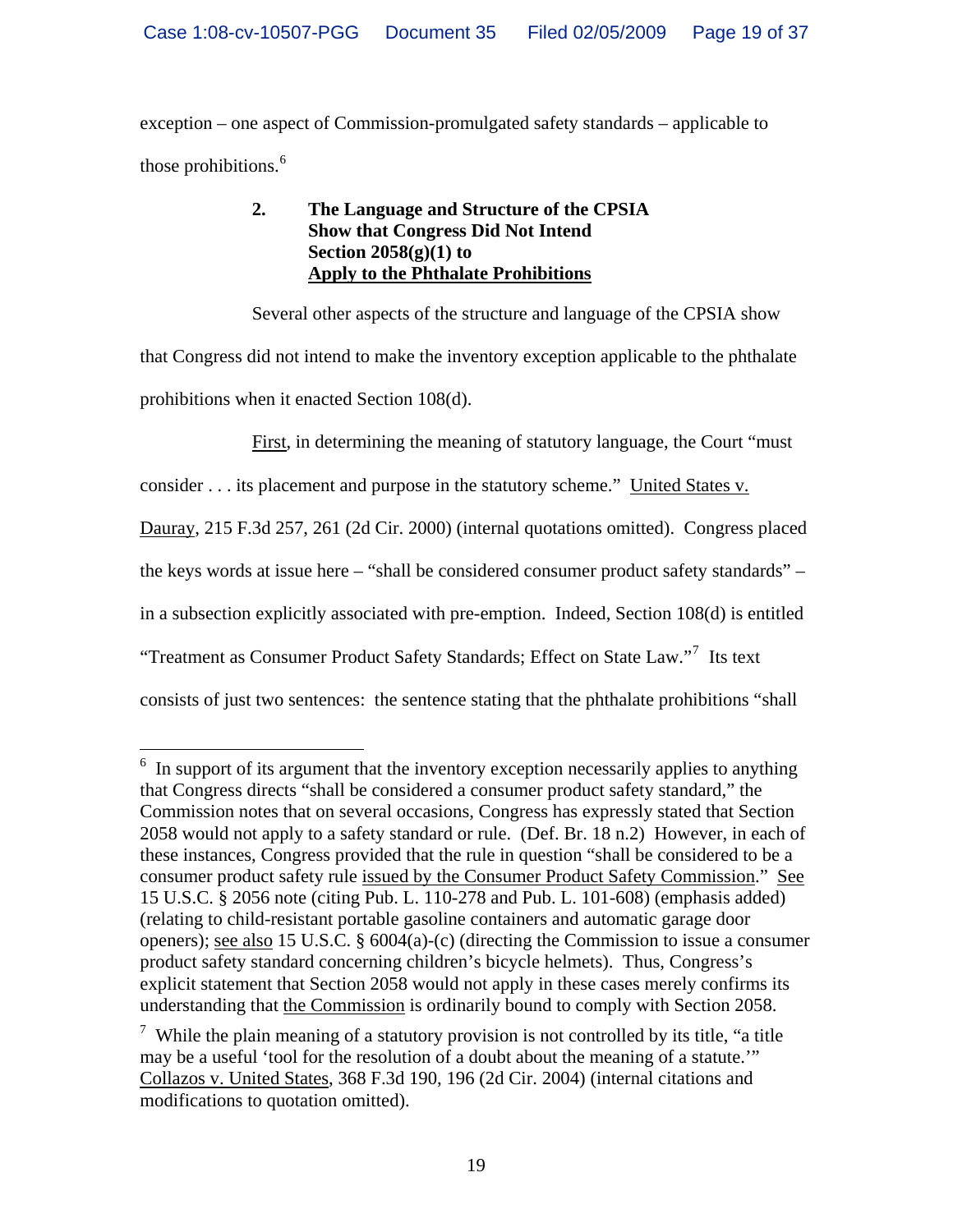exception – one aspect of Commission-promulgated safety standards – applicable to those prohibitions.[6]

### 2. The Language and Structure of the CPSIA Show that Congress Did Not Intend Section 2058(g)(1) to Apply to the Phthalate Prohibitions

Several other aspects of the structure and language of the CPSIA show that Congress did not intend to make the inventory exception applicable to the phthalate prohibitions when it enacted Section 108(d).

First, in determining the meaning of statutory language, the Court "must consider . . . its placement and purpose in the statutory scheme." United States v. Dauray, 215 F.3d 257, 261 (2d Cir. 2000) (internal quotations omitted). Congress placed the keys words at issue here – "shall be considered consumer product safety standards" – in a subsection explicitly associated with pre-emption. Indeed, Section 108(d) is entitled "Treatment as Consumer Product Safety Standards; Effect on State Law."[7] Its text consists of just two sentences: the sentence stating that the phthalate prohibitions "shall

---

[6] In support of its argument that the inventory exception necessarily applies to anything that Congress directs "shall be considered a consumer product safety standard," the Commission notes that on several occasions, Congress has expressly stated that Section 2058 would not apply to a safety standard or rule. (Def. Br. 18 n.2) However, in each of these instances, Congress provided that the rule in question "shall be considered to be a consumer product safety rule issued by the Consumer Product Safety Commission." See 15 U.S.C. § 2056 note (citing Pub. L. 110-278 and Pub. L. 101-608) (emphasis added) (relating to child-resistant portable gasoline containers and automatic garage door openers); see also 15 U.S.C. § 6004(a)-(c) (directing the Commission to issue a consumer product safety standard concerning children's bicycle helmets). Thus, Congress's explicit statement that Section 2058 would not apply in these cases merely confirms its understanding that the Commission is ordinarily bound to comply with Section 2058.

[7] While the plain meaning of a statutory provision is not controlled by its title, "a title may be a useful 'tool for the resolution of a doubt about the meaning of a statute.'" Collazos v. United States, 368 F.3d 190, 196 (2d Cir. 2004) (internal citations and modifications to quotation omitted).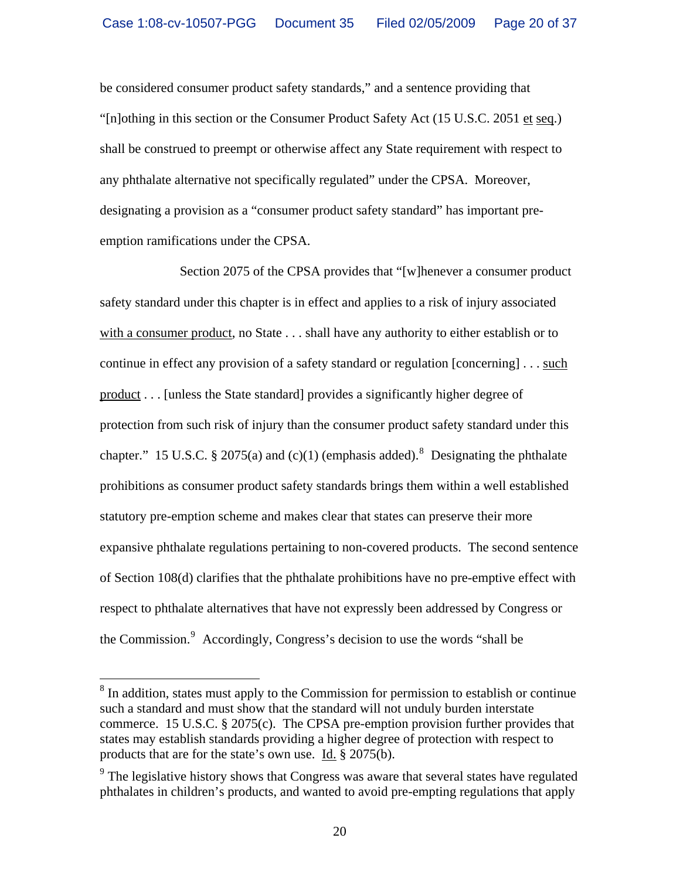be considered consumer product safety standards," and a sentence providing that "[n]othing in this section or the Consumer Product Safety Act (15 U.S.C. 2051 et seq.) shall be construed to preempt or otherwise affect any State requirement with respect to any phthalate alternative not specifically regulated" under the CPSA. Moreover, designating a provision as a "consumer product safety standard" has important pre-emption ramifications under the CPSA.

Section 2075 of the CPSA provides that "[w]henever a consumer product safety standard under this chapter is in effect and applies to a risk of injury associated with a consumer product, no State . . . shall have any authority to either establish or to continue in effect any provision of a safety standard or regulation [concerning] . . . such product . . . [unless the State standard] provides a significantly higher degree of protection from such risk of injury than the consumer product safety standard under this chapter." 15 U.S.C. § 2075(a) and (c)(1) (emphasis added).[8] Designating the phthalate prohibitions as consumer product safety standards brings them within a well established statutory pre-emption scheme and makes clear that states can preserve their more expansive phthalate regulations pertaining to non-covered products. The second sentence of Section 108(d) clarifies that the phthalate prohibitions have no pre-emptive effect with respect to phthalate alternatives that have not expressly been addressed by Congress or the Commission.[9] Accordingly, Congress's decision to use the words "shall be

---

[8] In addition, states must apply to the Commission for permission to establish or continue such a standard and must show that the standard will not unduly burden interstate commerce. 15 U.S.C. § 2075(c). The CPSA pre-emption provision further provides that states may establish standards providing a higher degree of protection with respect to products that are for the state's own use. Id. § 2075(b).

[9] The legislative history shows that Congress was aware that several states have regulated phthalates in children's products, and wanted to avoid pre-empting regulations that apply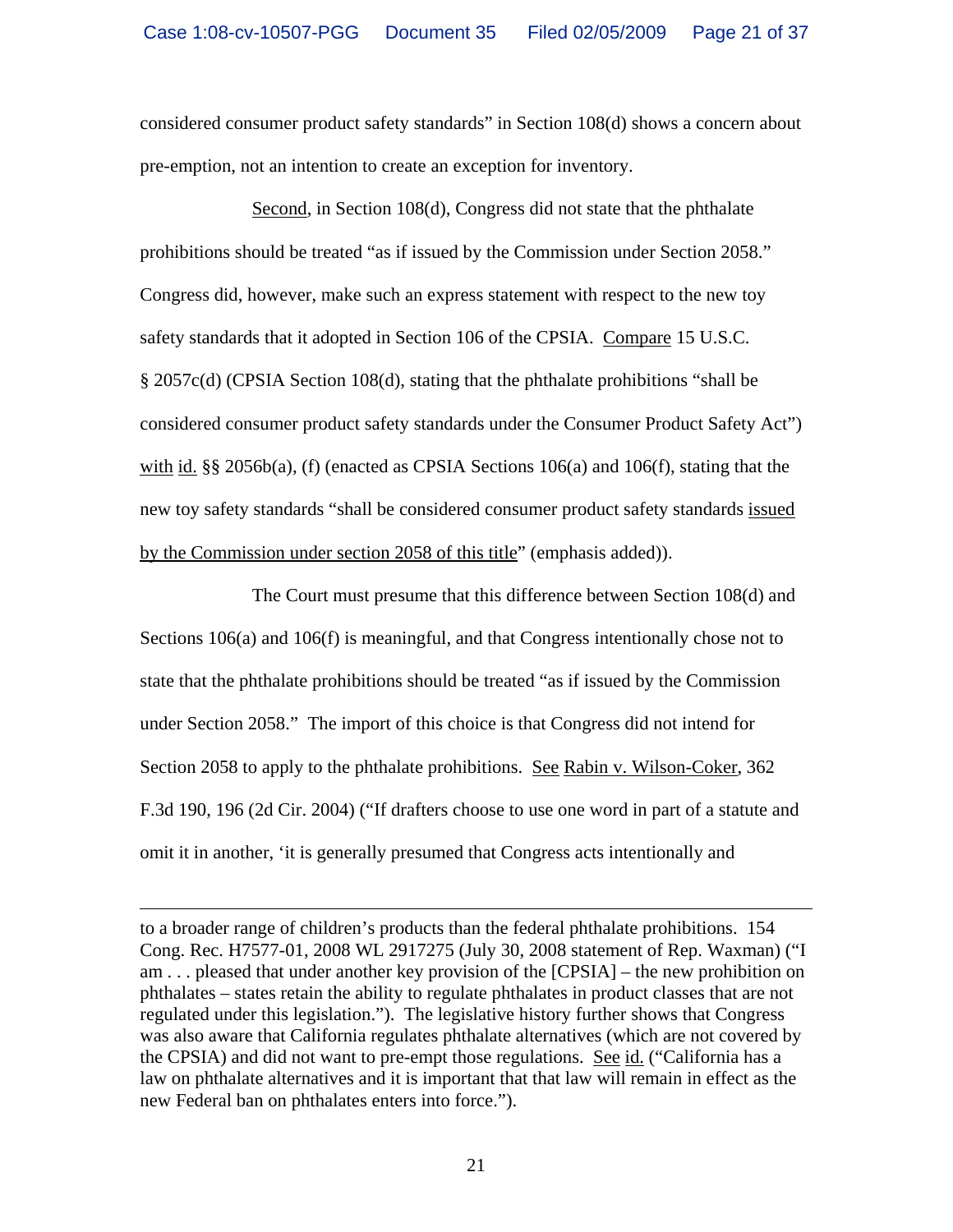considered consumer product safety standards" in Section 108(d) shows a concern about pre-emption, not an intention to create an exception for inventory.

<u>Second</u>, in Section 108(d), Congress did not state that the phthalate prohibitions should be treated "as if issued by the Commission under Section 2058." Congress did, however, make such an express statement with respect to the new toy safety standards that it adopted in Section 106 of the CPSIA. <u>Compare</u> 15 U.S.C. § 2057c(d) (CPSIA Section 108(d), stating that the phthalate prohibitions "shall be considered consumer product safety standards under the Consumer Product Safety Act") <u>with</u> <u>id.</u> §§ 2056b(a), (f) (enacted as CPSIA Sections 106(a) and 106(f), stating that the new toy safety standards "shall be considered consumer product safety standards <u>issued by the Commission under section 2058 of this title</u>" (emphasis added)).

The Court must presume that this difference between Section 108(d) and Sections 106(a) and 106(f) is meaningful, and that Congress intentionally chose not to state that the phthalate prohibitions should be treated "as if issued by the Commission under Section 2058." The import of this choice is that Congress did not intend for Section 2058 to apply to the phthalate prohibitions. <u>See</u> <u>Rabin v. Wilson-Coker</u>, 362 F.3d 190, 196 (2d Cir. 2004) ("If drafters choose to use one word in part of a statute and omit it in another, 'it is generally presumed that Congress acts intentionally and

---

to a broader range of children's products than the federal phthalate prohibitions. 154 Cong. Rec. H7577-01, 2008 WL 2917275 (July 30, 2008 statement of Rep. Waxman) ("I am . . . pleased that under another key provision of the [CPSIA] – the new prohibition on phthalates – states retain the ability to regulate phthalates in product classes that are not regulated under this legislation."). The legislative history further shows that Congress was also aware that California regulates phthalate alternatives (which are not covered by the CPSIA) and did not want to pre-empt those regulations. <u>See</u> <u>id.</u> ("California has a law on phthalate alternatives and it is important that that law will remain in effect as the new Federal ban on phthalates enters into force.").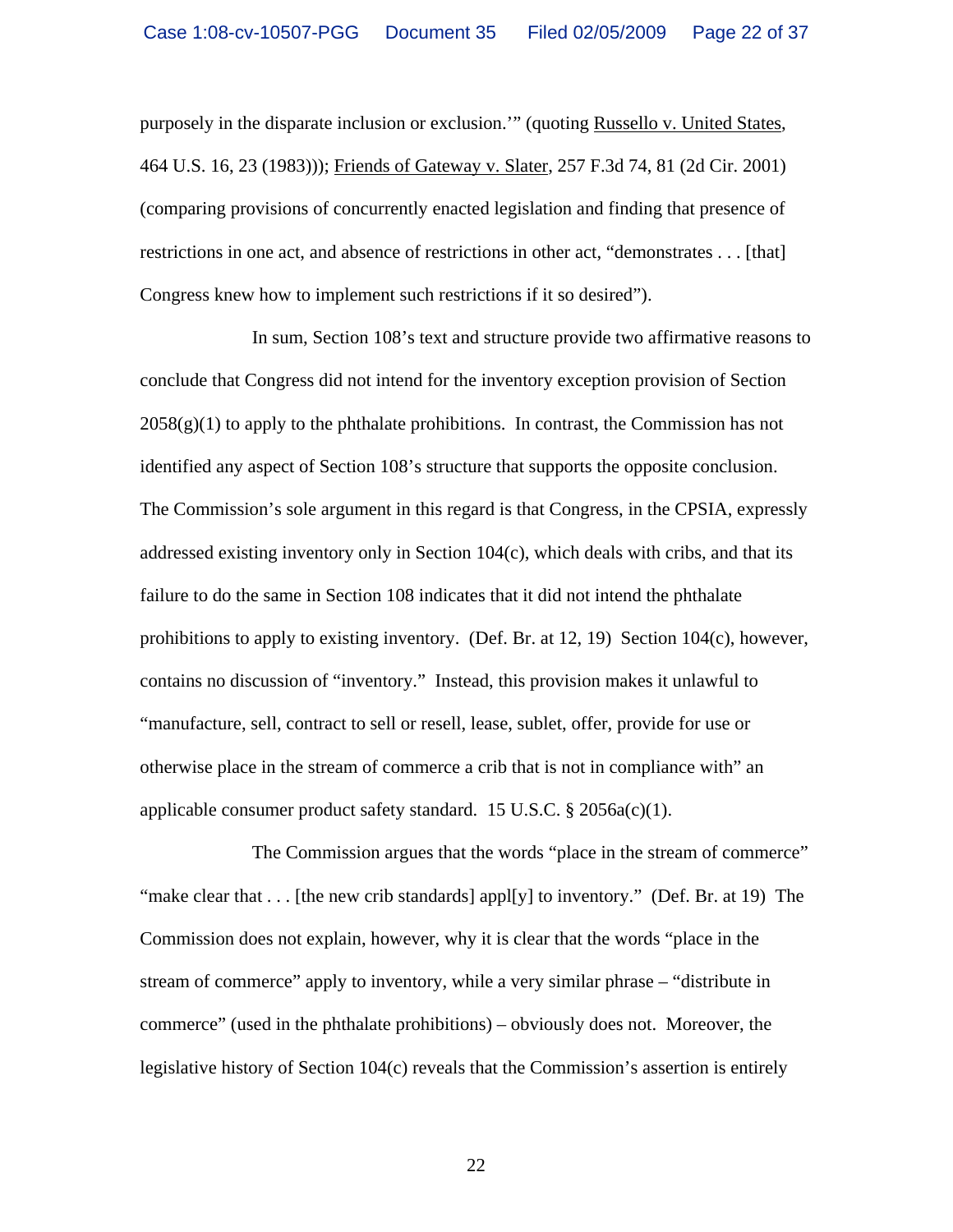purposely in the disparate inclusion or exclusion.'" (quoting Russello v. United States, 464 U.S. 16, 23 (1983))); Friends of Gateway v. Slater, 257 F.3d 74, 81 (2d Cir. 2001) (comparing provisions of concurrently enacted legislation and finding that presence of restrictions in one act, and absence of restrictions in other act, "demonstrates . . . [that] Congress knew how to implement such restrictions if it so desired").

In sum, Section 108's text and structure provide two affirmative reasons to conclude that Congress did not intend for the inventory exception provision of Section 2058(g)(1) to apply to the phthalate prohibitions. In contrast, the Commission has not identified any aspect of Section 108's structure that supports the opposite conclusion. The Commission's sole argument in this regard is that Congress, in the CPSIA, expressly addressed existing inventory only in Section 104(c), which deals with cribs, and that its failure to do the same in Section 108 indicates that it did not intend the phthalate prohibitions to apply to existing inventory. (Def. Br. at 12, 19) Section 104(c), however, contains no discussion of "inventory." Instead, this provision makes it unlawful to "manufacture, sell, contract to sell or resell, lease, sublet, offer, provide for use or otherwise place in the stream of commerce a crib that is not in compliance with" an applicable consumer product safety standard. 15 U.S.C. § 2056a(c)(1).

The Commission argues that the words "place in the stream of commerce" "make clear that . . . [the new crib standards] appl[y] to inventory." (Def. Br. at 19) The Commission does not explain, however, why it is clear that the words "place in the stream of commerce" apply to inventory, while a very similar phrase – "distribute in commerce" (used in the phthalate prohibitions) – obviously does not. Moreover, the legislative history of Section 104(c) reveals that the Commission's assertion is entirely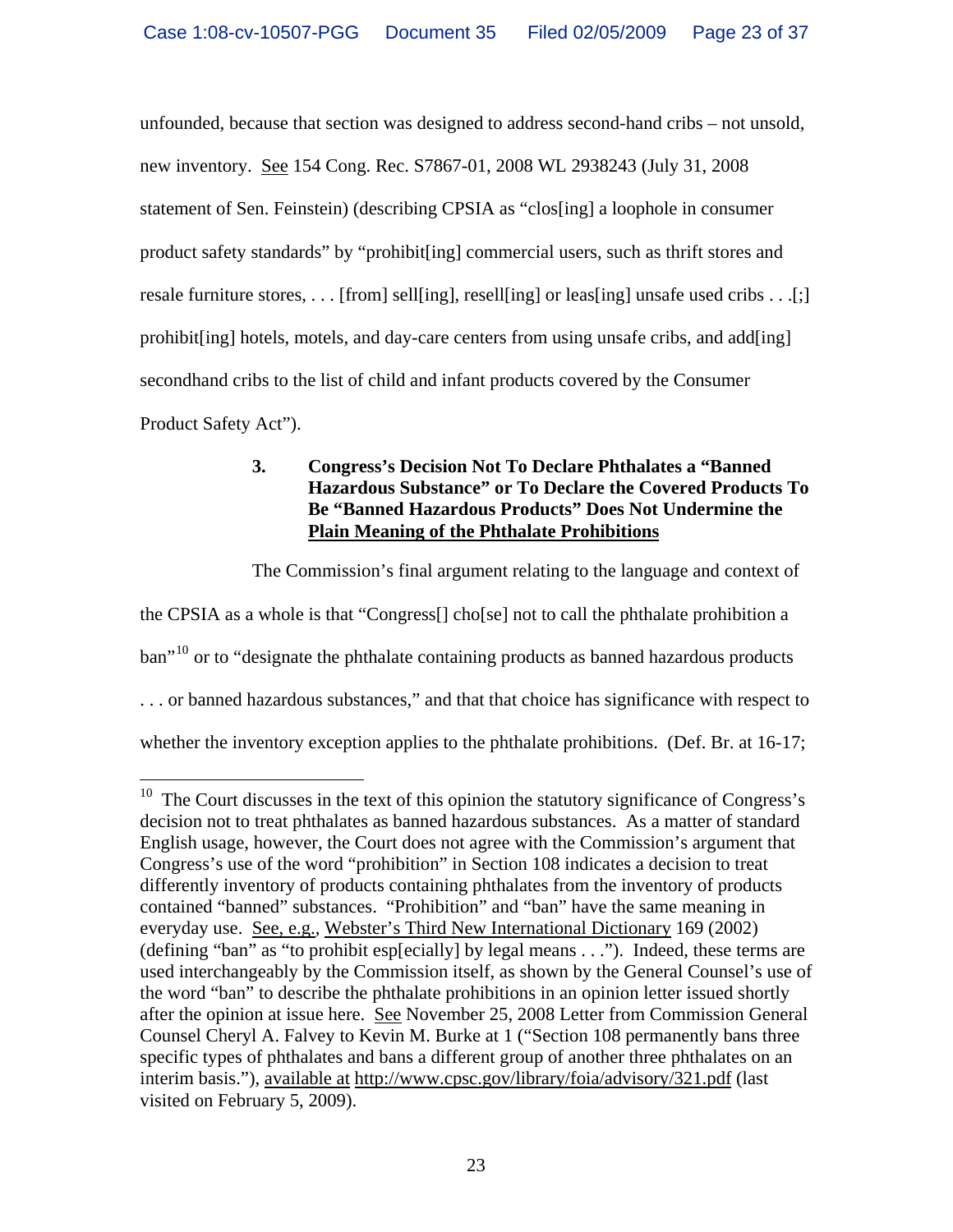unfounded, because that section was designed to address second-hand cribs – not unsold, new inventory. See 154 Cong. Rec. S7867-01, 2008 WL 2938243 (July 31, 2008 statement of Sen. Feinstein) (describing CPSIA as "clos[ing] a loophole in consumer product safety standards" by "prohibit[ing] commercial users, such as thrift stores and resale furniture stores, . . . [from] sell[ing], resell[ing] or leas[ing] unsafe used cribs . . .[;] prohibit[ing] hotels, motels, and day-care centers from using unsafe cribs, and add[ing] secondhand cribs to the list of child and infant products covered by the Consumer Product Safety Act").

### 3. Congress's Decision Not To Declare Phthalates a "Banned Hazardous Substance" or To Declare the Covered Products To Be "Banned Hazardous Products" Does Not Undermine the Plain Meaning of the Phthalate Prohibitions

The Commission's final argument relating to the language and context of the CPSIA as a whole is that "Congress[] cho[se] not to call the phthalate prohibition a ban"[10] or to "designate the phthalate containing products as banned hazardous products . . . or banned hazardous substances," and that that choice has significance with respect to whether the inventory exception applies to the phthalate prohibitions. (Def. Br. at 16-17;

---

[10] The Court discusses in the text of this opinion the statutory significance of Congress's decision not to treat phthalates as banned hazardous substances. As a matter of standard English usage, however, the Court does not agree with the Commission's argument that Congress's use of the word "prohibition" in Section 108 indicates a decision to treat differently inventory of products containing phthalates from the inventory of products contained "banned" substances. "Prohibition" and "ban" have the same meaning in everyday use. See, e.g., Webster's Third New International Dictionary 169 (2002) (defining "ban" as "to prohibit esp[ecially] by legal means . . ."). Indeed, these terms are used interchangeably by the Commission itself, as shown by the General Counsel's use of the word "ban" to describe the phthalate prohibitions in an opinion letter issued shortly after the opinion at issue here. See November 25, 2008 Letter from Commission General Counsel Cheryl A. Falvey to Kevin M. Burke at 1 ("Section 108 permanently bans three specific types of phthalates and bans a different group of another three phthalates on an interim basis."), available at http://www.cpsc.gov/library/foia/advisory/321.pdf (last visited on February 5, 2009).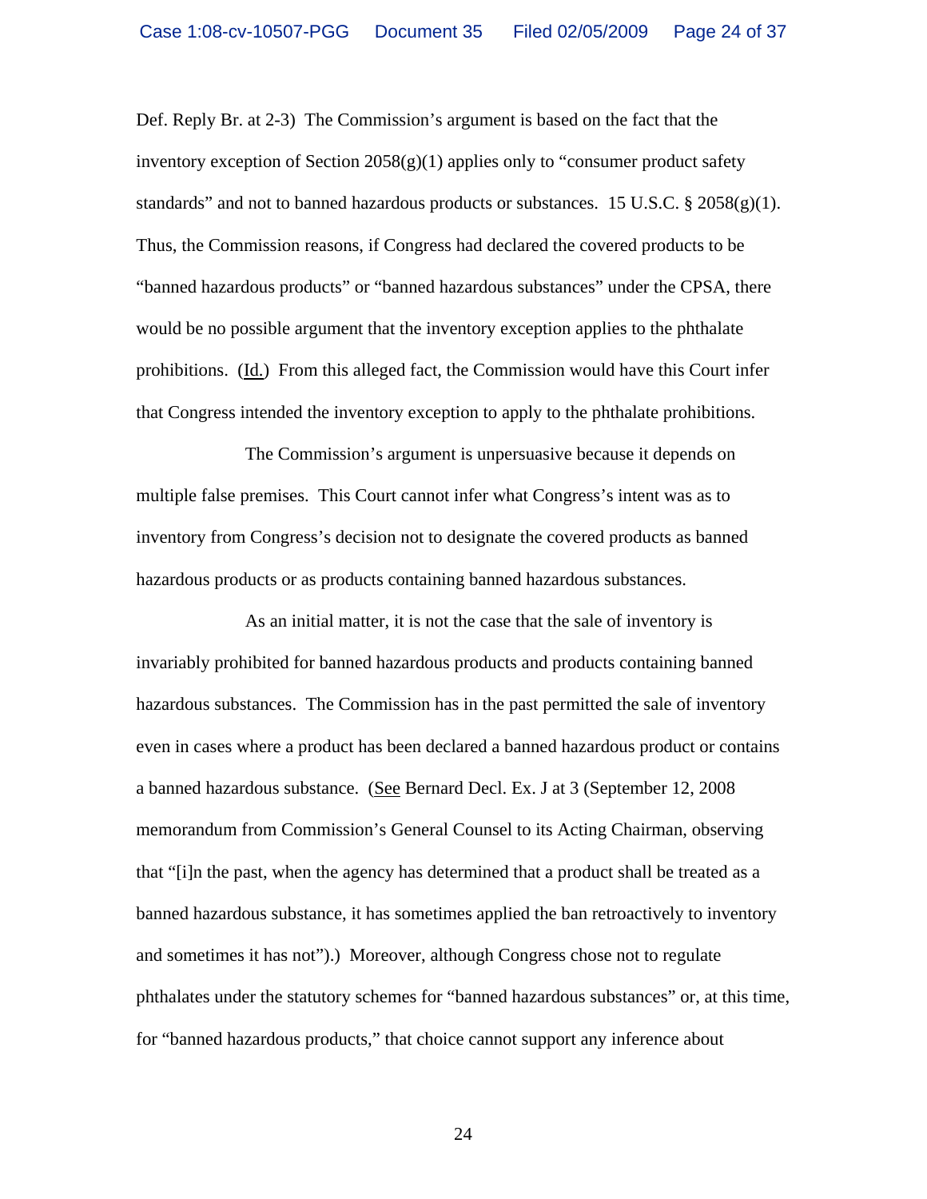Def. Reply Br. at 2-3) The Commission's argument is based on the fact that the inventory exception of Section 2058(g)(1) applies only to "consumer product safety standards" and not to banned hazardous products or substances. 15 U.S.C. § 2058(g)(1). Thus, the Commission reasons, if Congress had declared the covered products to be "banned hazardous products" or "banned hazardous substances" under the CPSA, there would be no possible argument that the inventory exception applies to the phthalate prohibitions. (Id.) From this alleged fact, the Commission would have this Court infer that Congress intended the inventory exception to apply to the phthalate prohibitions.

The Commission's argument is unpersuasive because it depends on multiple false premises. This Court cannot infer what Congress's intent was as to inventory from Congress's decision not to designate the covered products as banned hazardous products or as products containing banned hazardous substances.

As an initial matter, it is not the case that the sale of inventory is invariably prohibited for banned hazardous products and products containing banned hazardous substances. The Commission has in the past permitted the sale of inventory even in cases where a product has been declared a banned hazardous product or contains a banned hazardous substance. (See Bernard Decl. Ex. J at 3 (September 12, 2008 memorandum from Commission's General Counsel to its Acting Chairman, observing that "[i]n the past, when the agency has determined that a product shall be treated as a banned hazardous substance, it has sometimes applied the ban retroactively to inventory and sometimes it has not").) Moreover, although Congress chose not to regulate phthalates under the statutory schemes for "banned hazardous substances" or, at this time, for "banned hazardous products," that choice cannot support any inference about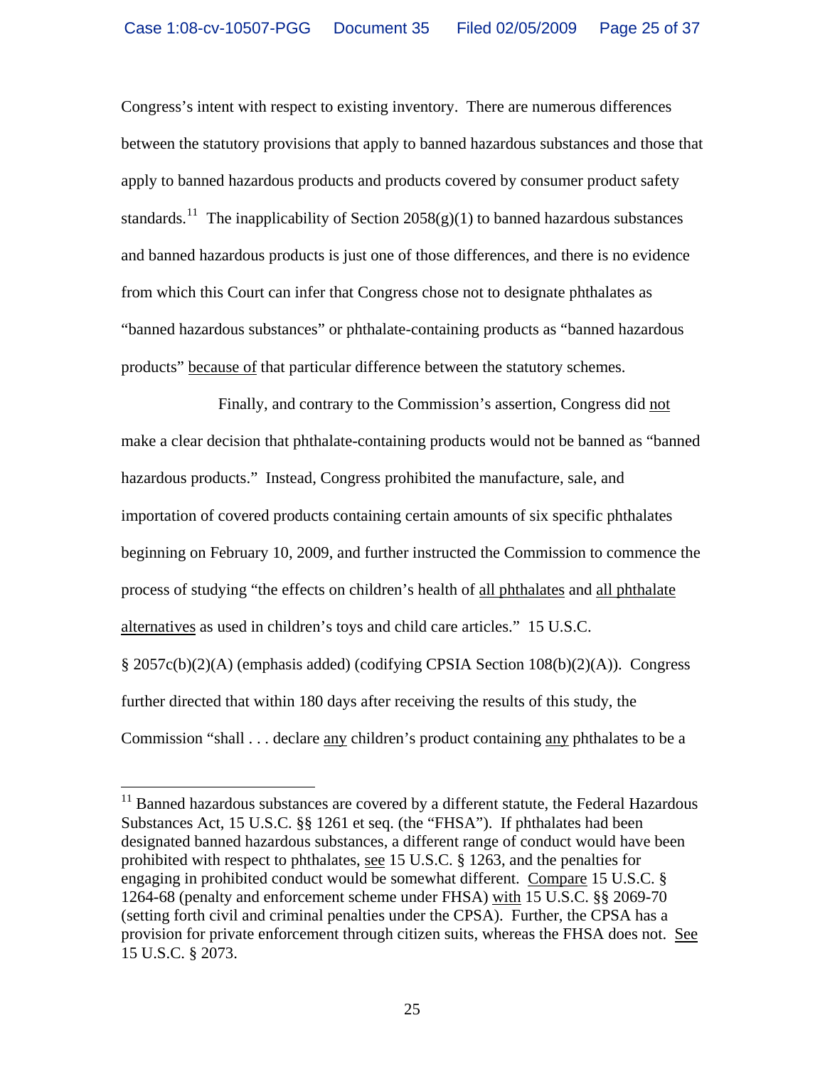Congress's intent with respect to existing inventory. There are numerous differences between the statutory provisions that apply to banned hazardous substances and those that apply to banned hazardous products and products covered by consumer product safety standards.[11] The inapplicability of Section 2058(g)(1) to banned hazardous substances and banned hazardous products is just one of those differences, and there is no evidence from which this Court can infer that Congress chose not to designate phthalates as "banned hazardous substances" or phthalate-containing products as "banned hazardous products" <u>because of</u> that particular difference between the statutory schemes.

Finally, and contrary to the Commission's assertion, Congress did <u>not</u> make a clear decision that phthalate-containing products would not be banned as "banned hazardous products." Instead, Congress prohibited the manufacture, sale, and importation of covered products containing certain amounts of six specific phthalates beginning on February 10, 2009, and further instructed the Commission to commence the process of studying "the effects on children's health of <u>all phthalates</u> and <u>all phthalate alternatives</u> as used in children's toys and child care articles." 15 U.S.C. § 2057c(b)(2)(A) (emphasis added) (codifying CPSIA Section 108(b)(2)(A)). Congress further directed that within 180 days after receiving the results of this study, the Commission "shall . . . declare <u>any</u> children's product containing <u>any</u> phthalates to be a

---

[11] Banned hazardous substances are covered by a different statute, the Federal Hazardous Substances Act, 15 U.S.C. §§ 1261 et seq. (the "FHSA"). If phthalates had been designated banned hazardous substances, a different range of conduct would have been prohibited with respect to phthalates, <u>see</u> 15 U.S.C. § 1263, and the penalties for engaging in prohibited conduct would be somewhat different. <u>Compare</u> 15 U.S.C. § 1264-68 (penalty and enforcement scheme under FHSA) <u>with</u> 15 U.S.C. §§ 2069-70 (setting forth civil and criminal penalties under the CPSA). Further, the CPSA has a provision for private enforcement through citizen suits, whereas the FHSA does not. <u>See</u> 15 U.S.C. § 2073.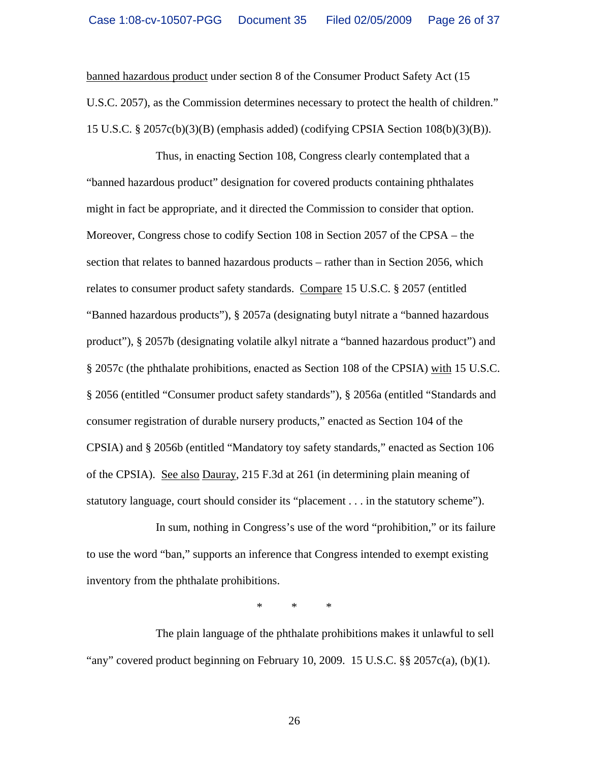banned hazardous product under section 8 of the Consumer Product Safety Act (15 U.S.C. 2057), as the Commission determines necessary to protect the health of children." 15 U.S.C. § 2057c(b)(3)(B) (emphasis added) (codifying CPSIA Section 108(b)(3)(B)).

Thus, in enacting Section 108, Congress clearly contemplated that a "banned hazardous product" designation for covered products containing phthalates might in fact be appropriate, and it directed the Commission to consider that option. Moreover, Congress chose to codify Section 108 in Section 2057 of the CPSA – the section that relates to banned hazardous products – rather than in Section 2056, which relates to consumer product safety standards. Compare 15 U.S.C. § 2057 (entitled "Banned hazardous products"), § 2057a (designating butyl nitrate a "banned hazardous product"), § 2057b (designating volatile alkyl nitrate a "banned hazardous product") and § 2057c (the phthalate prohibitions, enacted as Section 108 of the CPSIA) with 15 U.S.C. § 2056 (entitled "Consumer product safety standards"), § 2056a (entitled "Standards and consumer registration of durable nursery products," enacted as Section 104 of the CPSIA) and § 2056b (entitled "Mandatory toy safety standards," enacted as Section 106 of the CPSIA). See also Dauray, 215 F.3d at 261 (in determining plain meaning of statutory language, court should consider its "placement . . . in the statutory scheme").

In sum, nothing in Congress's use of the word "prohibition," or its failure to use the word "ban," supports an inference that Congress intended to exempt existing inventory from the phthalate prohibitions.

\* \* \*

The plain language of the phthalate prohibitions makes it unlawful to sell "any" covered product beginning on February 10, 2009. 15 U.S.C. §§ 2057c(a), (b)(1).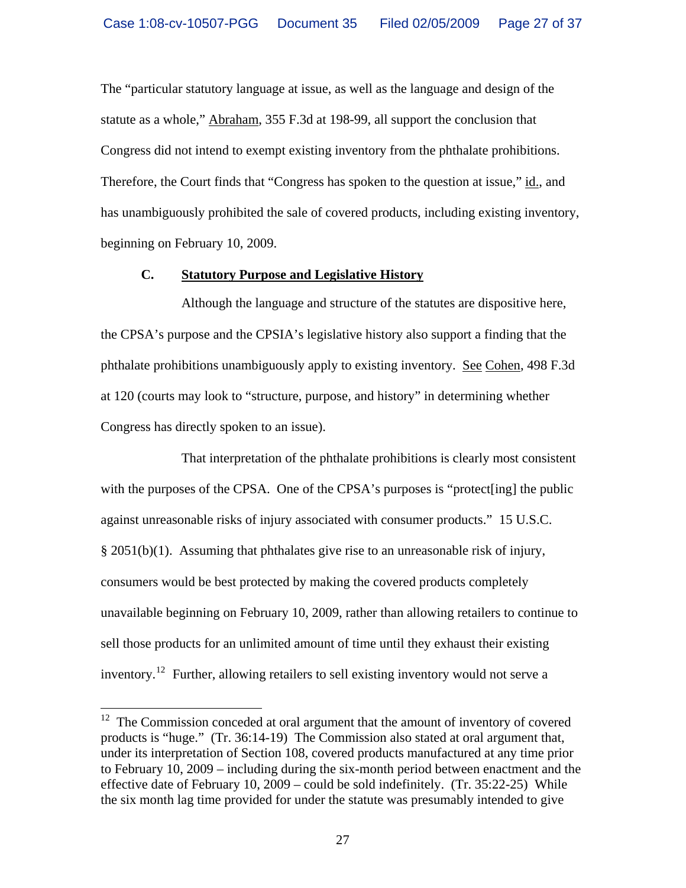The "particular statutory language at issue, as well as the language and design of the statute as a whole," Abraham, 355 F.3d at 198-99, all support the conclusion that Congress did not intend to exempt existing inventory from the phthalate prohibitions. Therefore, the Court finds that "Congress has spoken to the question at issue," id., and has unambiguously prohibited the sale of covered products, including existing inventory, beginning on February 10, 2009.

### C. Statutory Purpose and Legislative History

Although the language and structure of the statutes are dispositive here, the CPSA's purpose and the CPSIA's legislative history also support a finding that the phthalate prohibitions unambiguously apply to existing inventory. See Cohen, 498 F.3d at 120 (courts may look to "structure, purpose, and history" in determining whether Congress has directly spoken to an issue).

That interpretation of the phthalate prohibitions is clearly most consistent with the purposes of the CPSA. One of the CPSA's purposes is "protect[ing] the public against unreasonable risks of injury associated with consumer products." 15 U.S.C. § 2051(b)(1). Assuming that phthalates give rise to an unreasonable risk of injury, consumers would be best protected by making the covered products completely unavailable beginning on February 10, 2009, rather than allowing retailers to continue to sell those products for an unlimited amount of time until they exhaust their existing inventory.[12] Further, allowing retailers to sell existing inventory would not serve a

---

[12] The Commission conceded at oral argument that the amount of inventory of covered products is "huge." (Tr. 36:14-19) The Commission also stated at oral argument that, under its interpretation of Section 108, covered products manufactured at any time prior to February 10, 2009 – including during the six-month period between enactment and the effective date of February 10, 2009 – could be sold indefinitely. (Tr. 35:22-25) While the six month lag time provided for under the statute was presumably intended to give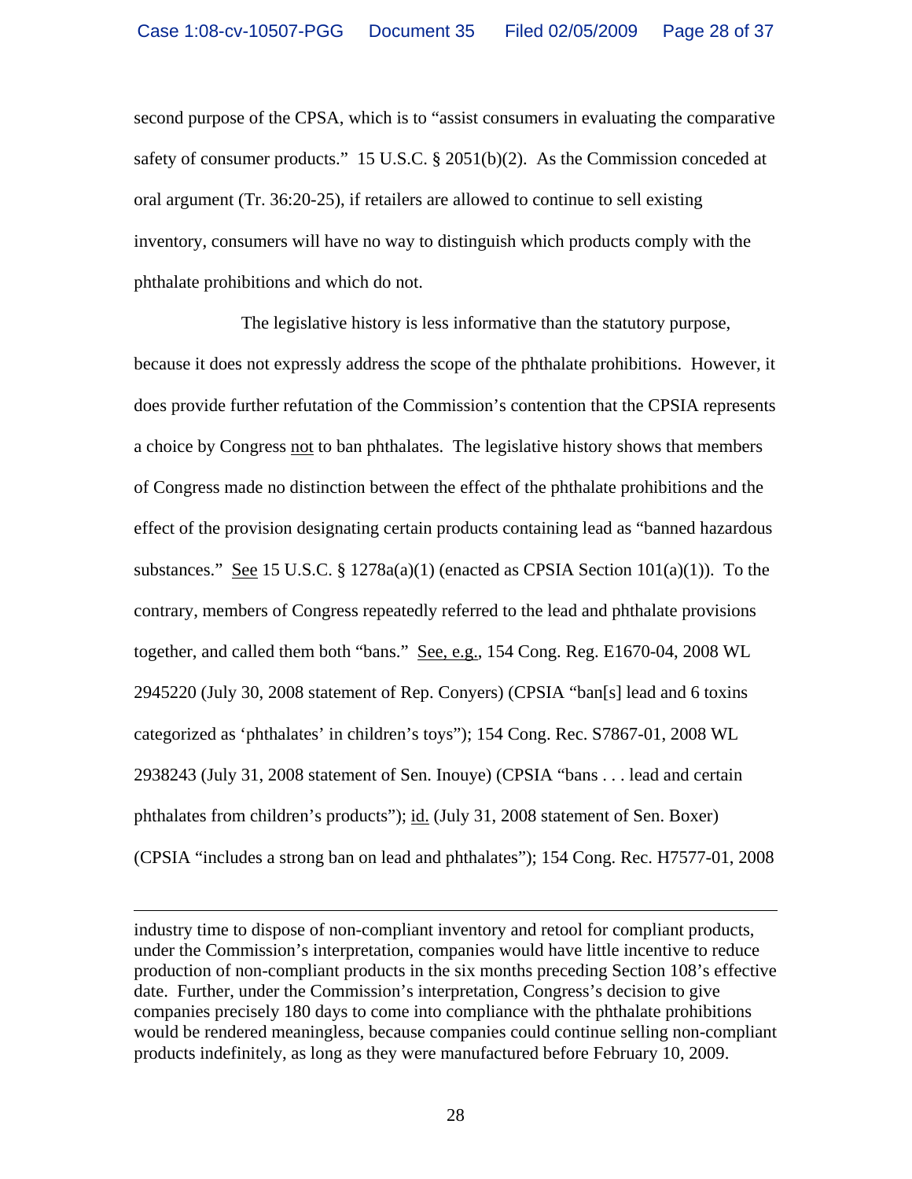second purpose of the CPSA, which is to "assist consumers in evaluating the comparative safety of consumer products." 15 U.S.C. § 2051(b)(2). As the Commission conceded at oral argument (Tr. 36:20-25), if retailers are allowed to continue to sell existing inventory, consumers will have no way to distinguish which products comply with the phthalate prohibitions and which do not.

The legislative history is less informative than the statutory purpose, because it does not expressly address the scope of the phthalate prohibitions. However, it does provide further refutation of the Commission's contention that the CPSIA represents a choice by Congress not to ban phthalates. The legislative history shows that members of Congress made no distinction between the effect of the phthalate prohibitions and the effect of the provision designating certain products containing lead as "banned hazardous substances." See 15 U.S.C. § 1278a(a)(1) (enacted as CPSIA Section 101(a)(1)). To the contrary, members of Congress repeatedly referred to the lead and phthalate provisions together, and called them both "bans." See, e.g., 154 Cong. Reg. E1670-04, 2008 WL 2945220 (July 30, 2008 statement of Rep. Conyers) (CPSIA "ban[s] lead and 6 toxins categorized as 'phthalates' in children's toys"); 154 Cong. Rec. S7867-01, 2008 WL 2938243 (July 31, 2008 statement of Sen. Inouye) (CPSIA "bans . . . lead and certain phthalates from children's products"); id. (July 31, 2008 statement of Sen. Boxer) (CPSIA "includes a strong ban on lead and phthalates"); 154 Cong. Rec. H7577-01, 2008

---

industry time to dispose of non-compliant inventory and retool for compliant products, under the Commission's interpretation, companies would have little incentive to reduce production of non-compliant products in the six months preceding Section 108's effective date. Further, under the Commission's interpretation, Congress's decision to give companies precisely 180 days to come into compliance with the phthalate prohibitions would be rendered meaningless, because companies could continue selling non-compliant products indefinitely, as long as they were manufactured before February 10, 2009.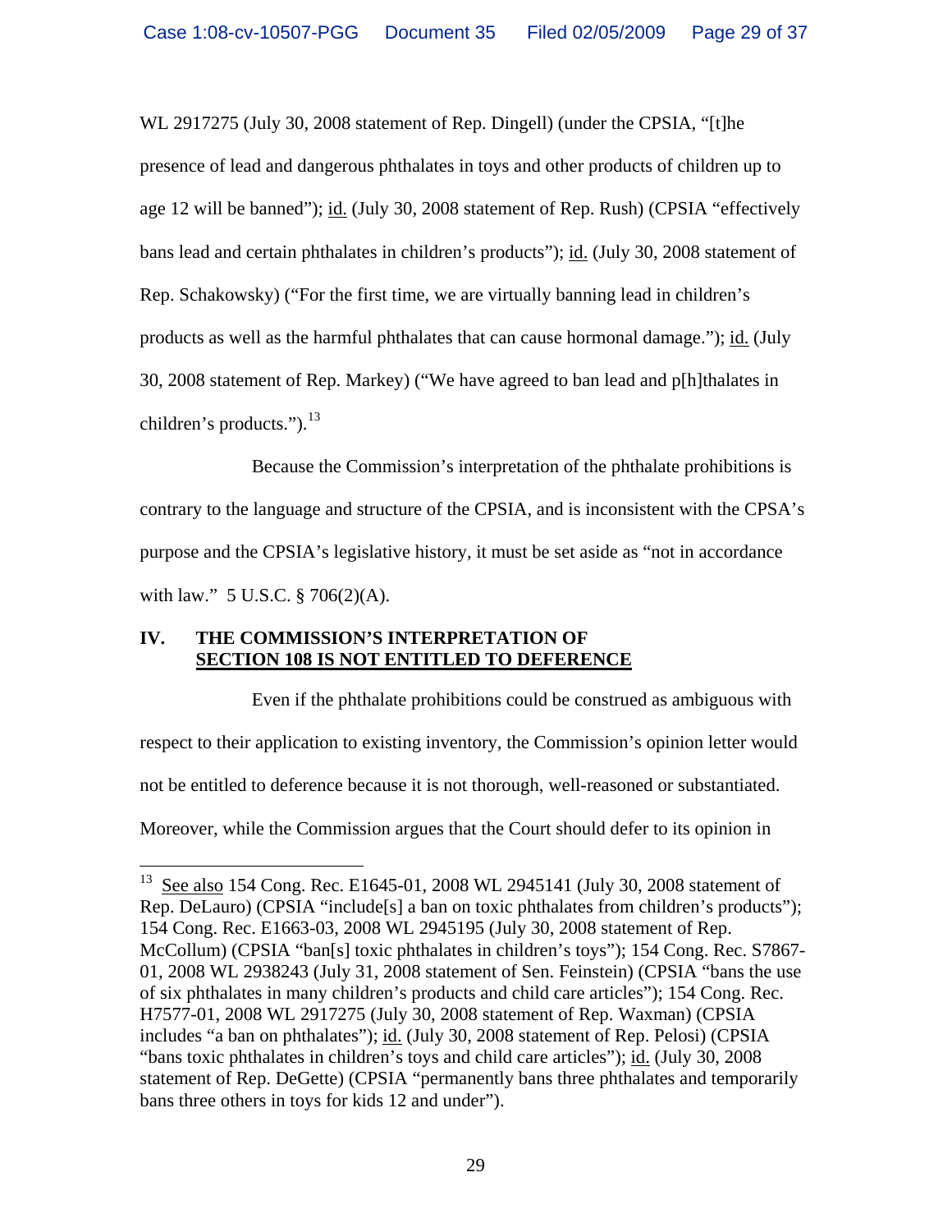WL 2917275 (July 30, 2008 statement of Rep. Dingell) (under the CPSIA, "[t]he presence of lead and dangerous phthalates in toys and other products of children up to age 12 will be banned"); id. (July 30, 2008 statement of Rep. Rush) (CPSIA "effectively bans lead and certain phthalates in children's products"); id. (July 30, 2008 statement of Rep. Schakowsky) ("For the first time, we are virtually banning lead in children's products as well as the harmful phthalates that can cause hormonal damage."); id. (July 30, 2008 statement of Rep. Markey) ("We have agreed to ban lead and p[h]thalates in children's products.").[13]

Because the Commission's interpretation of the phthalate prohibitions is contrary to the language and structure of the CPSIA, and is inconsistent with the CPSA's purpose and the CPSIA's legislative history, it must be set aside as "not in accordance with law." 5 U.S.C. § 706(2)(A).

## IV. THE COMMISSION'S INTERPRETATION OF SECTION 108 IS NOT ENTITLED TO DEFERENCE

Even if the phthalate prohibitions could be construed as ambiguous with respect to their application to existing inventory, the Commission's opinion letter would not be entitled to deference because it is not thorough, well-reasoned or substantiated. Moreover, while the Commission argues that the Court should defer to its opinion in

---

[13] See also 154 Cong. Rec. E1645-01, 2008 WL 2945141 (July 30, 2008 statement of Rep. DeLauro) (CPSIA "include[s] a ban on toxic phthalates from children's products"); 154 Cong. Rec. E1663-03, 2008 WL 2945195 (July 30, 2008 statement of Rep. McCollum) (CPSIA "ban[s] toxic phthalates in children's toys"); 154 Cong. Rec. S7867-01, 2008 WL 2938243 (July 31, 2008 statement of Sen. Feinstein) (CPSIA "bans the use of six phthalates in many children's products and child care articles"); 154 Cong. Rec. H7577-01, 2008 WL 2917275 (July 30, 2008 statement of Rep. Waxman) (CPSIA includes "a ban on phthalates"); id. (July 30, 2008 statement of Rep. Pelosi) (CPSIA "bans toxic phthalates in children's toys and child care articles"); id. (July 30, 2008 statement of Rep. DeGette) (CPSIA "permanently bans three phthalates and temporarily bans three others in toys for kids 12 and under").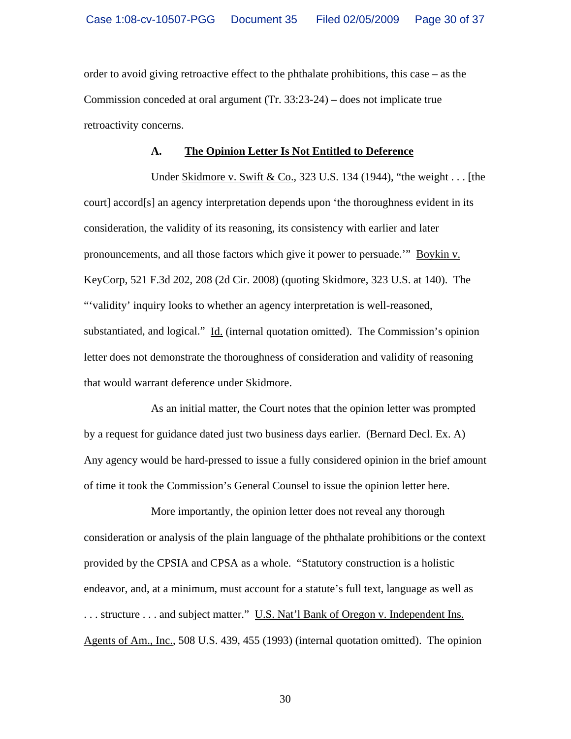order to avoid giving retroactive effect to the phthalate prohibitions, this case – as the Commission conceded at oral argument (Tr. 33:23-24) – does not implicate true retroactivity concerns.

### A. <u>The Opinion Letter Is Not Entitled to Deference</u>

Under <u>Skidmore v. Swift & Co.</u>, 323 U.S. 134 (1944), "the weight . . . [the court] accord[s] an agency interpretation depends upon 'the thoroughness evident in its consideration, the validity of its reasoning, its consistency with earlier and later pronouncements, and all those factors which give it power to persuade.'" <u>Boykin v. KeyCorp</u>, 521 F.3d 202, 208 (2d Cir. 2008) (quoting <u>Skidmore</u>, 323 U.S. at 140). The "'validity' inquiry looks to whether an agency interpretation is well-reasoned, substantiated, and logical." <u>Id.</u> (internal quotation omitted). The Commission's opinion letter does not demonstrate the thoroughness of consideration and validity of reasoning that would warrant deference under <u>Skidmore</u>.

As an initial matter, the Court notes that the opinion letter was prompted by a request for guidance dated just two business days earlier. (Bernard Decl. Ex. A) Any agency would be hard-pressed to issue a fully considered opinion in the brief amount of time it took the Commission's General Counsel to issue the opinion letter here.

More importantly, the opinion letter does not reveal any thorough consideration or analysis of the plain language of the phthalate prohibitions or the context provided by the CPSIA and CPSA as a whole. "Statutory construction is a holistic endeavor, and, at a minimum, must account for a statute's full text, language as well as . . . structure . . . and subject matter." <u>U.S. Nat'l Bank of Oregon v. Independent Ins. Agents of Am., Inc.</u>, 508 U.S. 439, 455 (1993) (internal quotation omitted). The opinion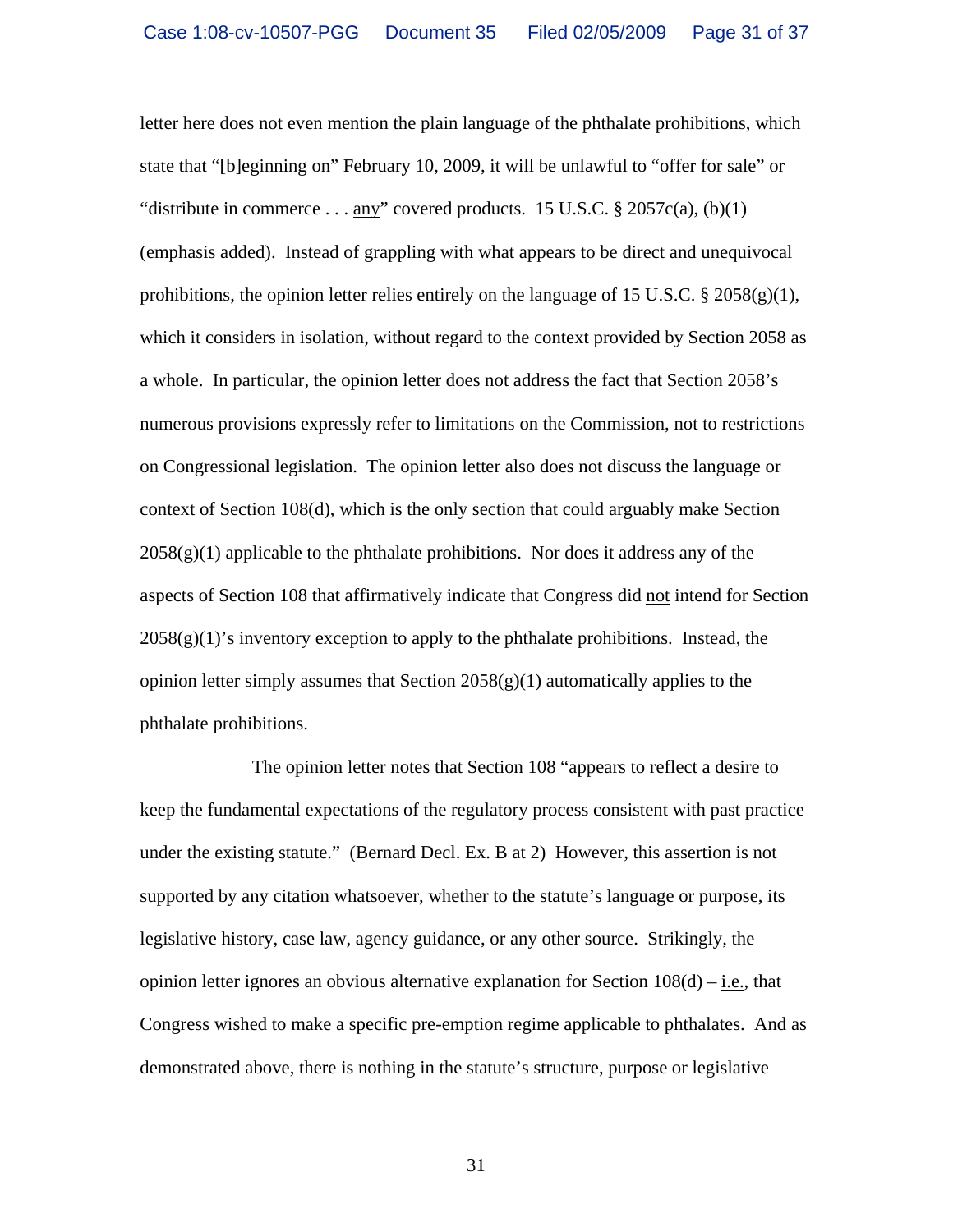letter here does not even mention the plain language of the phthalate prohibitions, which state that "[b]eginning on" February 10, 2009, it will be unlawful to "offer for sale" or "distribute in commerce . . . any" covered products. 15 U.S.C. § 2057c(a), (b)(1) (emphasis added). Instead of grappling with what appears to be direct and unequivocal prohibitions, the opinion letter relies entirely on the language of 15 U.S.C. § 2058(g)(1), which it considers in isolation, without regard to the context provided by Section 2058 as a whole. In particular, the opinion letter does not address the fact that Section 2058's numerous provisions expressly refer to limitations on the Commission, not to restrictions on Congressional legislation. The opinion letter also does not discuss the language or context of Section 108(d), which is the only section that could arguably make Section 2058(g)(1) applicable to the phthalate prohibitions. Nor does it address any of the aspects of Section 108 that affirmatively indicate that Congress did not intend for Section 2058(g)(1)'s inventory exception to apply to the phthalate prohibitions. Instead, the opinion letter simply assumes that Section 2058(g)(1) automatically applies to the phthalate prohibitions.

The opinion letter notes that Section 108 "appears to reflect a desire to keep the fundamental expectations of the regulatory process consistent with past practice under the existing statute." (Bernard Decl. Ex. B at 2) However, this assertion is not supported by any citation whatsoever, whether to the statute's language or purpose, its legislative history, case law, agency guidance, or any other source. Strikingly, the opinion letter ignores an obvious alternative explanation for Section 108(d) – i.e., that Congress wished to make a specific pre-emption regime applicable to phthalates. And as demonstrated above, there is nothing in the statute's structure, purpose or legislative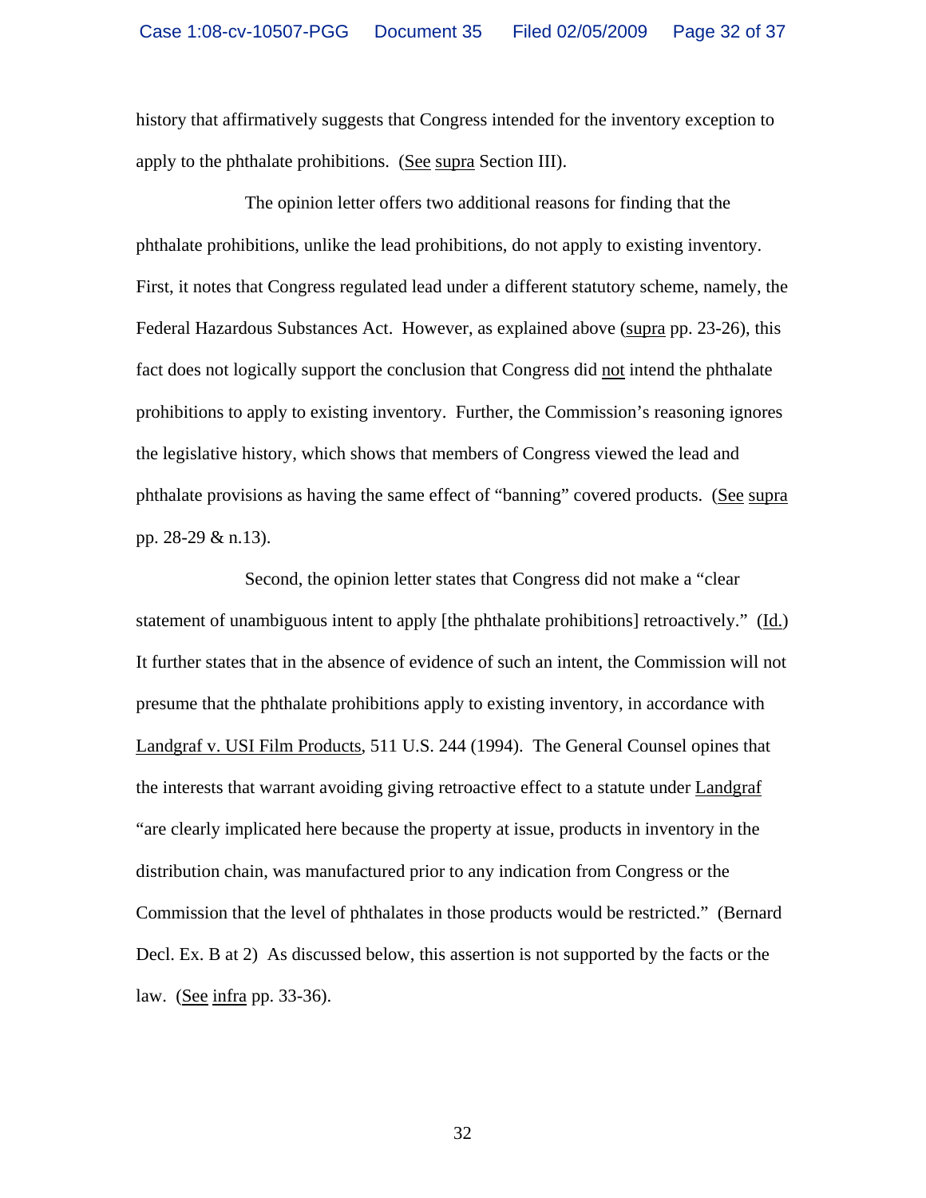history that affirmatively suggests that Congress intended for the inventory exception to apply to the phthalate prohibitions. (See supra Section III).

The opinion letter offers two additional reasons for finding that the phthalate prohibitions, unlike the lead prohibitions, do not apply to existing inventory. First, it notes that Congress regulated lead under a different statutory scheme, namely, the Federal Hazardous Substances Act. However, as explained above (supra pp. 23-26), this fact does not logically support the conclusion that Congress did not intend the phthalate prohibitions to apply to existing inventory. Further, the Commission's reasoning ignores the legislative history, which shows that members of Congress viewed the lead and phthalate provisions as having the same effect of "banning" covered products. (See supra pp. 28-29 & n.13).

Second, the opinion letter states that Congress did not make a "clear statement of unambiguous intent to apply [the phthalate prohibitions] retroactively." (Id.) It further states that in the absence of evidence of such an intent, the Commission will not presume that the phthalate prohibitions apply to existing inventory, in accordance with Landgraf v. USI Film Products, 511 U.S. 244 (1994). The General Counsel opines that the interests that warrant avoiding giving retroactive effect to a statute under Landgraf "are clearly implicated here because the property at issue, products in inventory in the distribution chain, was manufactured prior to any indication from Congress or the Commission that the level of phthalates in those products would be restricted." (Bernard Decl. Ex. B at 2) As discussed below, this assertion is not supported by the facts or the law. (See infra pp. 33-36).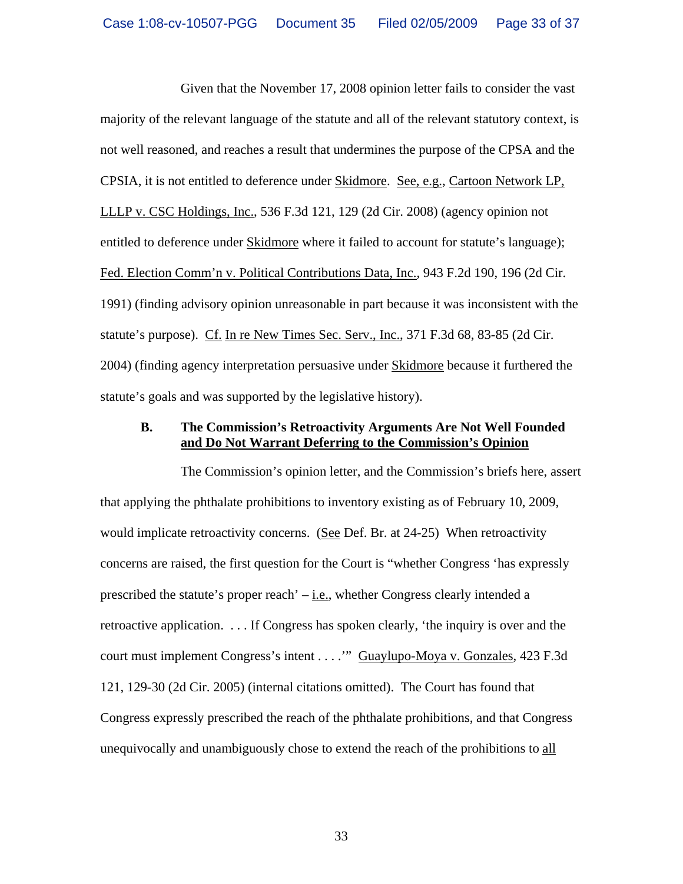Given that the November 17, 2008 opinion letter fails to consider the vast majority of the relevant language of the statute and all of the relevant statutory context, is not well reasoned, and reaches a result that undermines the purpose of the CPSA and the CPSIA, it is not entitled to deference under Skidmore. See, e.g., Cartoon Network LP, LLLP v. CSC Holdings, Inc., 536 F.3d 121, 129 (2d Cir. 2008) (agency opinion not entitled to deference under Skidmore where it failed to account for statute's language); Fed. Election Comm'n v. Political Contributions Data, Inc., 943 F.2d 190, 196 (2d Cir. 1991) (finding advisory opinion unreasonable in part because it was inconsistent with the statute's purpose). Cf. In re New Times Sec. Serv., Inc., 371 F.3d 68, 83-85 (2d Cir. 2004) (finding agency interpretation persuasive under Skidmore because it furthered the statute's goals and was supported by the legislative history).

### B. The Commission's Retroactivity Arguments Are Not Well Founded and Do Not Warrant Deferring to the Commission's Opinion

The Commission's opinion letter, and the Commission's briefs here, assert that applying the phthalate prohibitions to inventory existing as of February 10, 2009, would implicate retroactivity concerns. (See Def. Br. at 24-25) When retroactivity concerns are raised, the first question for the Court is "whether Congress 'has expressly prescribed the statute's proper reach' – i.e., whether Congress clearly intended a retroactive application. . . . If Congress has spoken clearly, 'the inquiry is over and the court must implement Congress's intent . . . .'" Guaylupo-Moya v. Gonzales, 423 F.3d 121, 129-30 (2d Cir. 2005) (internal citations omitted). The Court has found that Congress expressly prescribed the reach of the phthalate prohibitions, and that Congress unequivocally and unambiguously chose to extend the reach of the prohibitions to all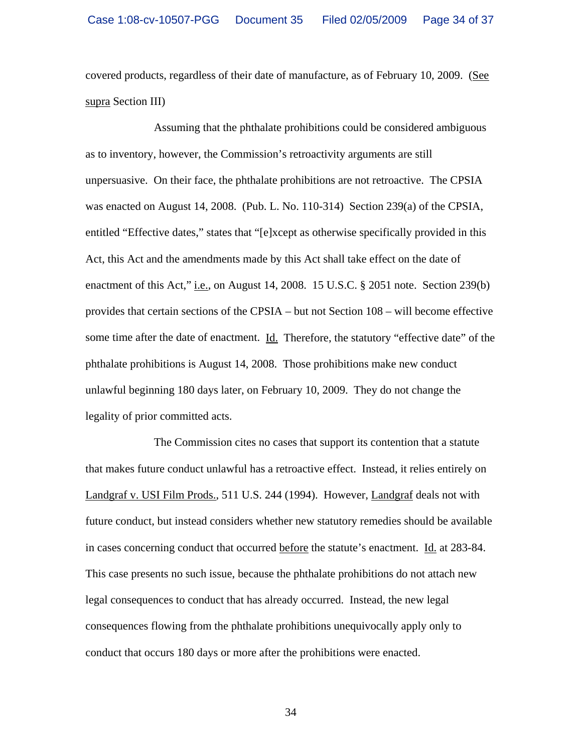covered products, regardless of their date of manufacture, as of February 10, 2009. (See supra Section III)

Assuming that the phthalate prohibitions could be considered ambiguous as to inventory, however, the Commission's retroactivity arguments are still unpersuasive. On their face, the phthalate prohibitions are not retroactive. The CPSIA was enacted on August 14, 2008. (Pub. L. No. 110-314) Section 239(a) of the CPSIA, entitled "Effective dates," states that "[e]xcept as otherwise specifically provided in this Act, this Act and the amendments made by this Act shall take effect on the date of enactment of this Act," i.e., on August 14, 2008. 15 U.S.C. § 2051 note. Section 239(b) provides that certain sections of the CPSIA – but not Section 108 – will become effective some time after the date of enactment. Id. Therefore, the statutory "effective date" of the phthalate prohibitions is August 14, 2008. Those prohibitions make new conduct unlawful beginning 180 days later, on February 10, 2009. They do not change the legality of prior committed acts.

The Commission cites no cases that support its contention that a statute that makes future conduct unlawful has a retroactive effect. Instead, it relies entirely on Landgraf v. USI Film Prods., 511 U.S. 244 (1994). However, Landgraf deals not with future conduct, but instead considers whether new statutory remedies should be available in cases concerning conduct that occurred before the statute's enactment. Id. at 283-84. This case presents no such issue, because the phthalate prohibitions do not attach new legal consequences to conduct that has already occurred. Instead, the new legal consequences flowing from the phthalate prohibitions unequivocally apply only to conduct that occurs 180 days or more after the prohibitions were enacted.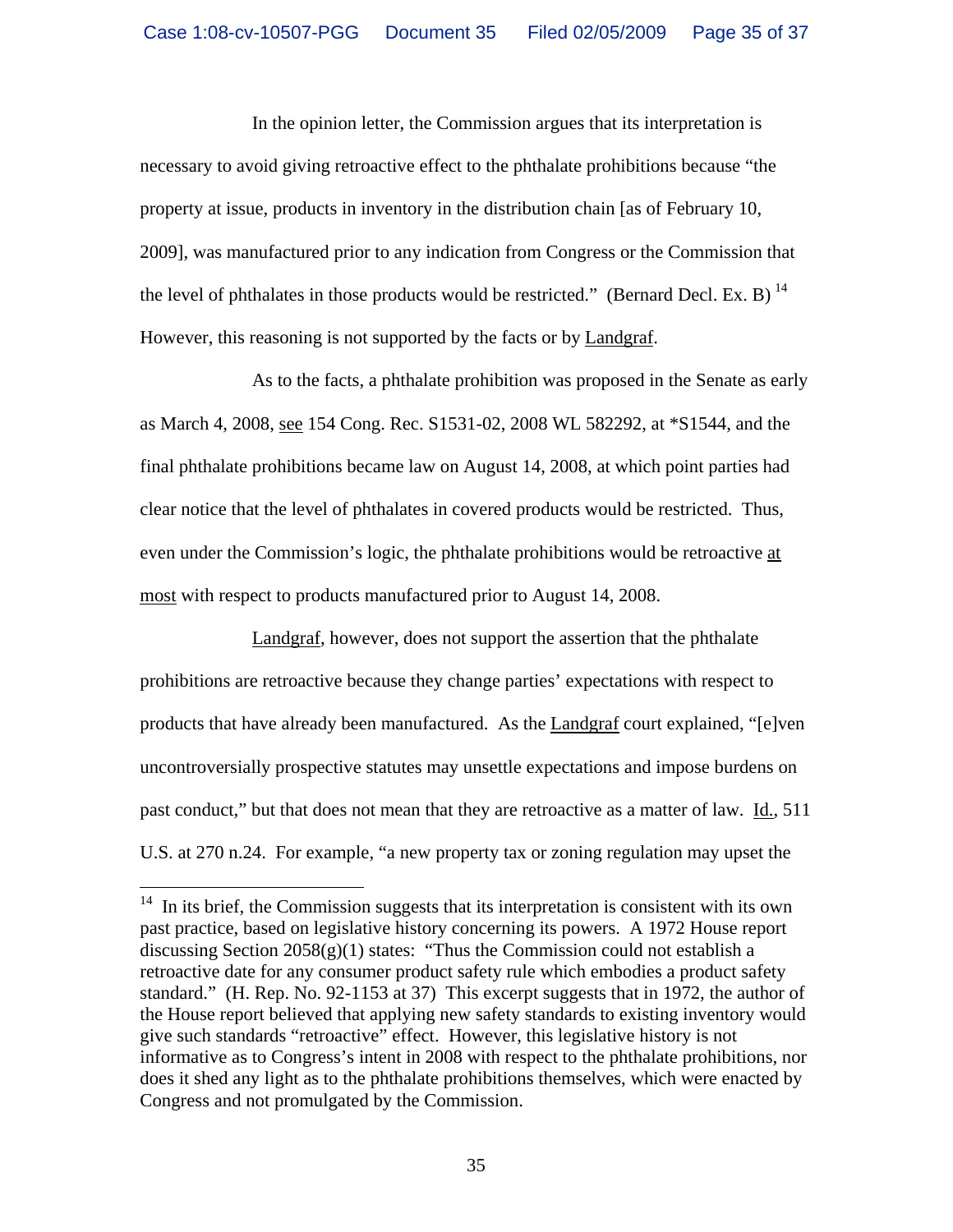In the opinion letter, the Commission argues that its interpretation is necessary to avoid giving retroactive effect to the phthalate prohibitions because "the property at issue, products in inventory in the distribution chain [as of February 10, 2009], was manufactured prior to any indication from Congress or the Commission that the level of phthalates in those products would be restricted." (Bernard Decl. Ex. B) [14] However, this reasoning is not supported by the facts or by Landgraf.

As to the facts, a phthalate prohibition was proposed in the Senate as early as March 4, 2008, see 154 Cong. Rec. S1531-02, 2008 WL 582292, at *S1544, and the final phthalate prohibitions became law on August 14, 2008, at which point parties had clear notice that the level of phthalates in covered products would be restricted. Thus, even under the Commission's logic, the phthalate prohibitions would be retroactive at most with respect to products manufactured prior to August 14, 2008.

Landgraf, however, does not support the assertion that the phthalate prohibitions are retroactive because they change parties' expectations with respect to products that have already been manufactured. As the Landgraf court explained, "[e]ven uncontroversially prospective statutes may unsettle expectations and impose burdens on past conduct," but that does not mean that they are retroactive as a matter of law. Id., 511 U.S. at 270 n.24. For example, "a new property tax or zoning regulation may upset the

---

[14] In its brief, the Commission suggests that its interpretation is consistent with its own past practice, based on legislative history concerning its powers. A 1972 House report discussing Section 2058(g)(1) states: "Thus the Commission could not establish a retroactive date for any consumer product safety rule which embodies a product safety standard." (H. Rep. No. 92-1153 at 37) This excerpt suggests that in 1972, the author of the House report believed that applying new safety standards to existing inventory would give such standards "retroactive" effect. However, this legislative history is not informative as to Congress's intent in 2008 with respect to the phthalate prohibitions, nor does it shed any light as to the phthalate prohibitions themselves, which were enacted by Congress and not promulgated by the Commission.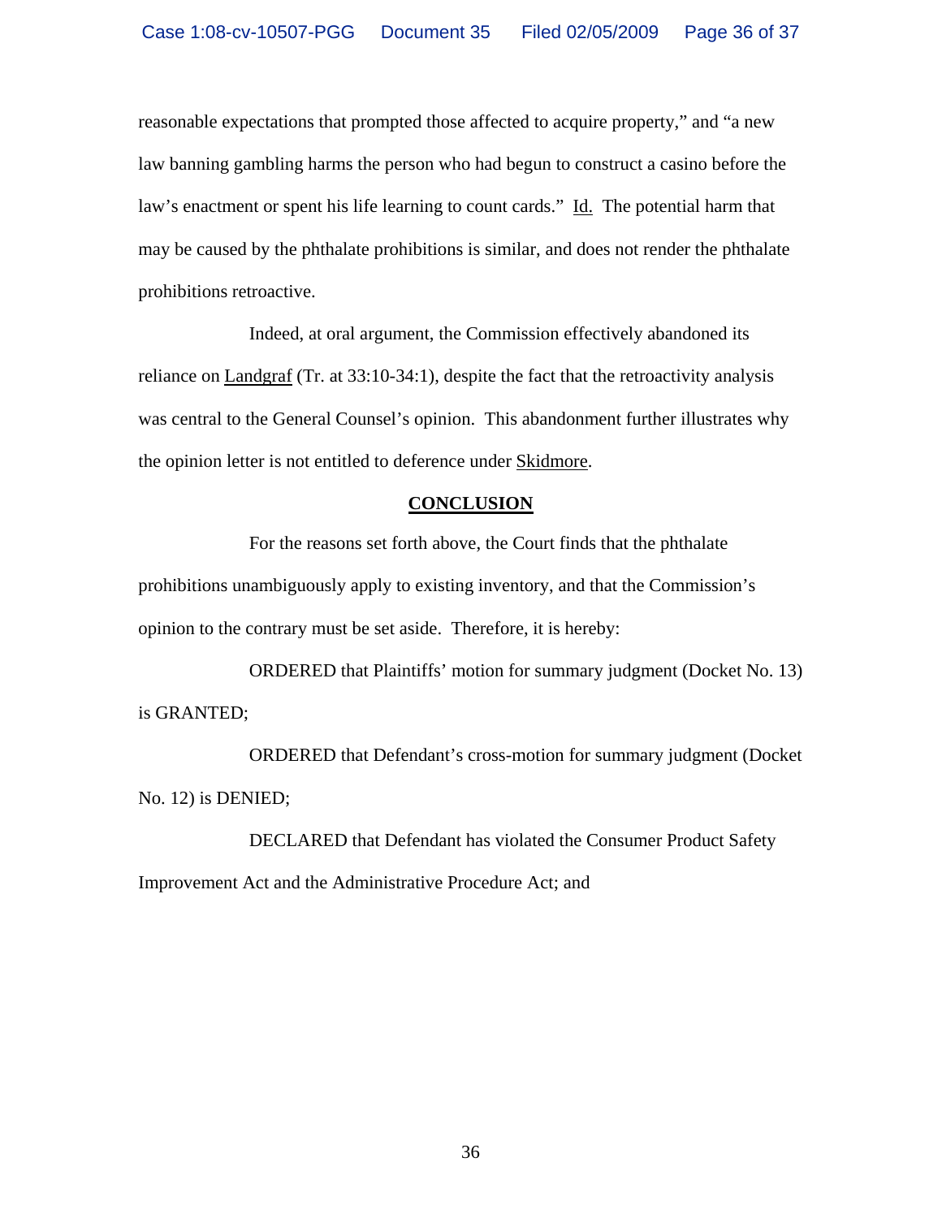reasonable expectations that prompted those affected to acquire property," and "a new law banning gambling harms the person who had begun to construct a casino before the law's enactment or spent his life learning to count cards." Id. The potential harm that may be caused by the phthalate prohibitions is similar, and does not render the phthalate prohibitions retroactive.

Indeed, at oral argument, the Commission effectively abandoned its reliance on Landgraf (Tr. at 33:10-34:1), despite the fact that the retroactivity analysis was central to the General Counsel's opinion. This abandonment further illustrates why the opinion letter is not entitled to deference under Skidmore.

## CONCLUSION

For the reasons set forth above, the Court finds that the phthalate prohibitions unambiguously apply to existing inventory, and that the Commission's opinion to the contrary must be set aside. Therefore, it is hereby:

ORDERED that Plaintiffs' motion for summary judgment (Docket No. 13) is GRANTED;

ORDERED that Defendant's cross-motion for summary judgment (Docket No. 12) is DENIED;

DECLARED that Defendant has violated the Consumer Product Safety Improvement Act and the Administrative Procedure Act; and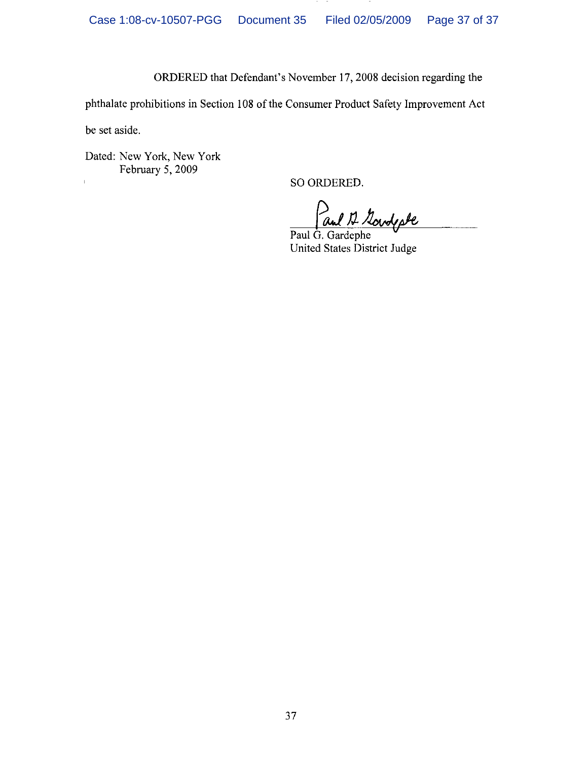ORDERED that Defendant's November 17, 2008 decision regarding the phthalate prohibitions in Section 108 of the Consumer Product Safety Improvement Act be set aside.

Dated: New York, New York
February 5, 2009

SO ORDERED.

Paul G. Gardephe
United States District Judge